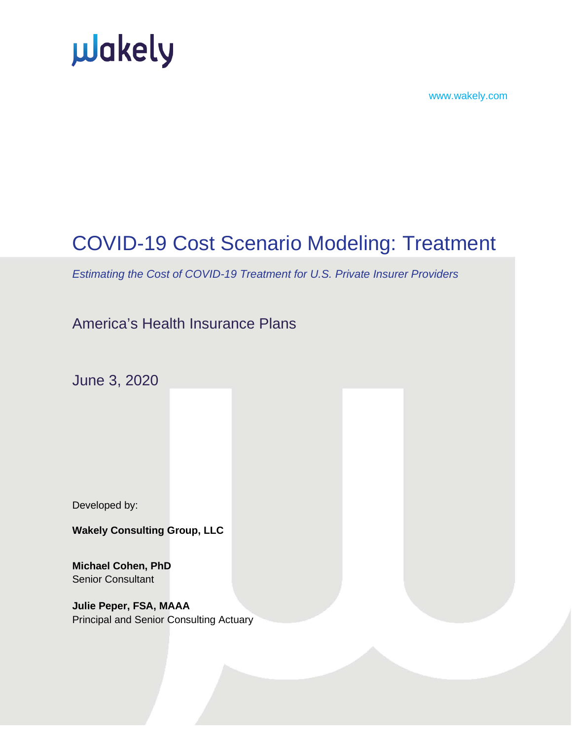Wakely

www.wakely.com

# COVID-19 Cost Scenario Modeling: Treatment

*Estimating the Cost of COVID-19 Treatment for U.S. Private Insurer Providers*

America's Health Insurance Plans

June 3, 2020

Developed by:

**Wakely Consulting Group, LLC**

**Michael Cohen, PhD**
Senior Consultant

**Julie Peper, FSA, MAAA**
Principal and Senior Consulting Actuary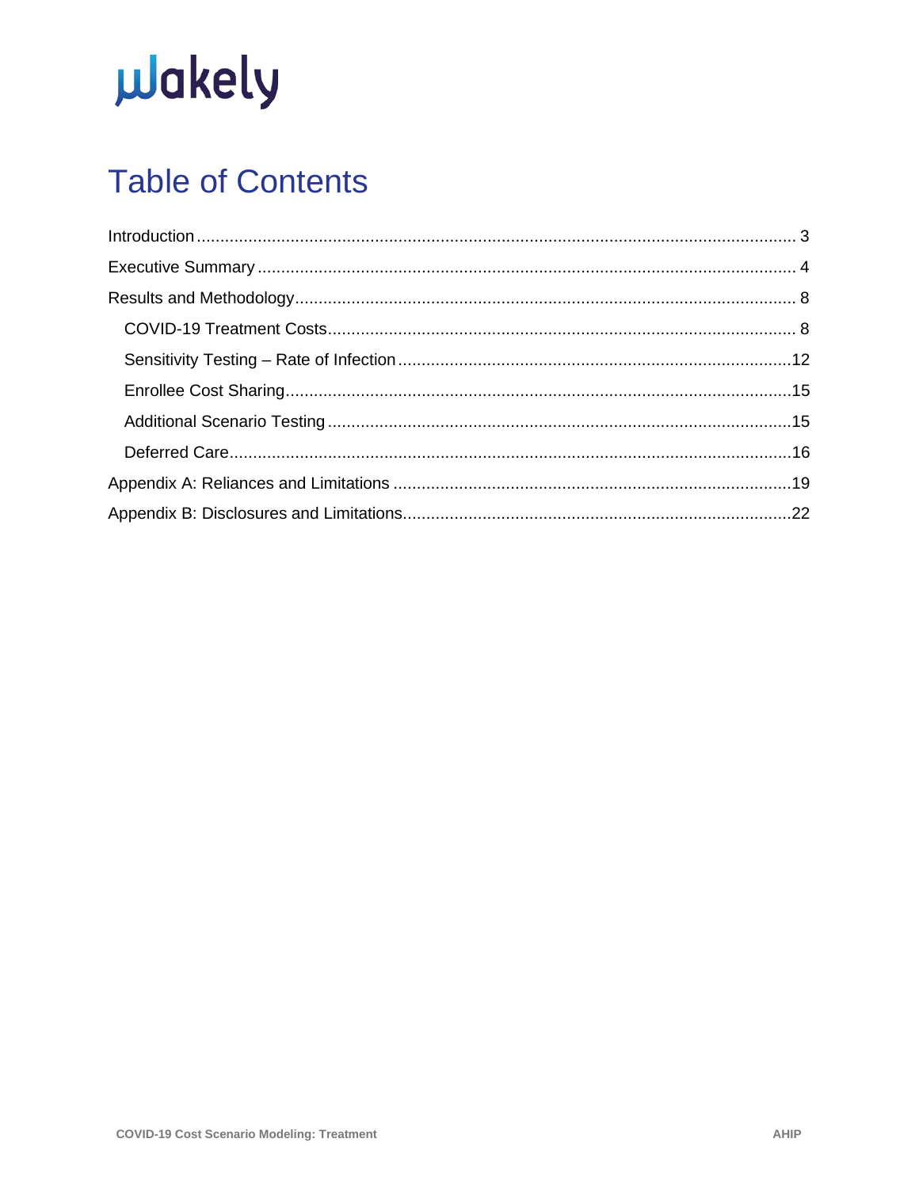# Table of Contents

Introduction ............................................................................................................................ 3

Executive Summary ................................................................................................................ 4

Results and Methodology ........................................................................................................ 8

- COVID-19 Treatment Costs .................................................................................................. 8
- Sensitivity Testing – Rate of Infection ................................................................................. 12
- Enrollee Cost Sharing .......................................................................................................... 15
- Additional Scenario Testing ................................................................................................ 15
- Deferred Care ...................................................................................................................... 16

Appendix A: Reliances and Limitations ................................................................................... 19

Appendix B: Disclosures and Limitations ................................................................................. 22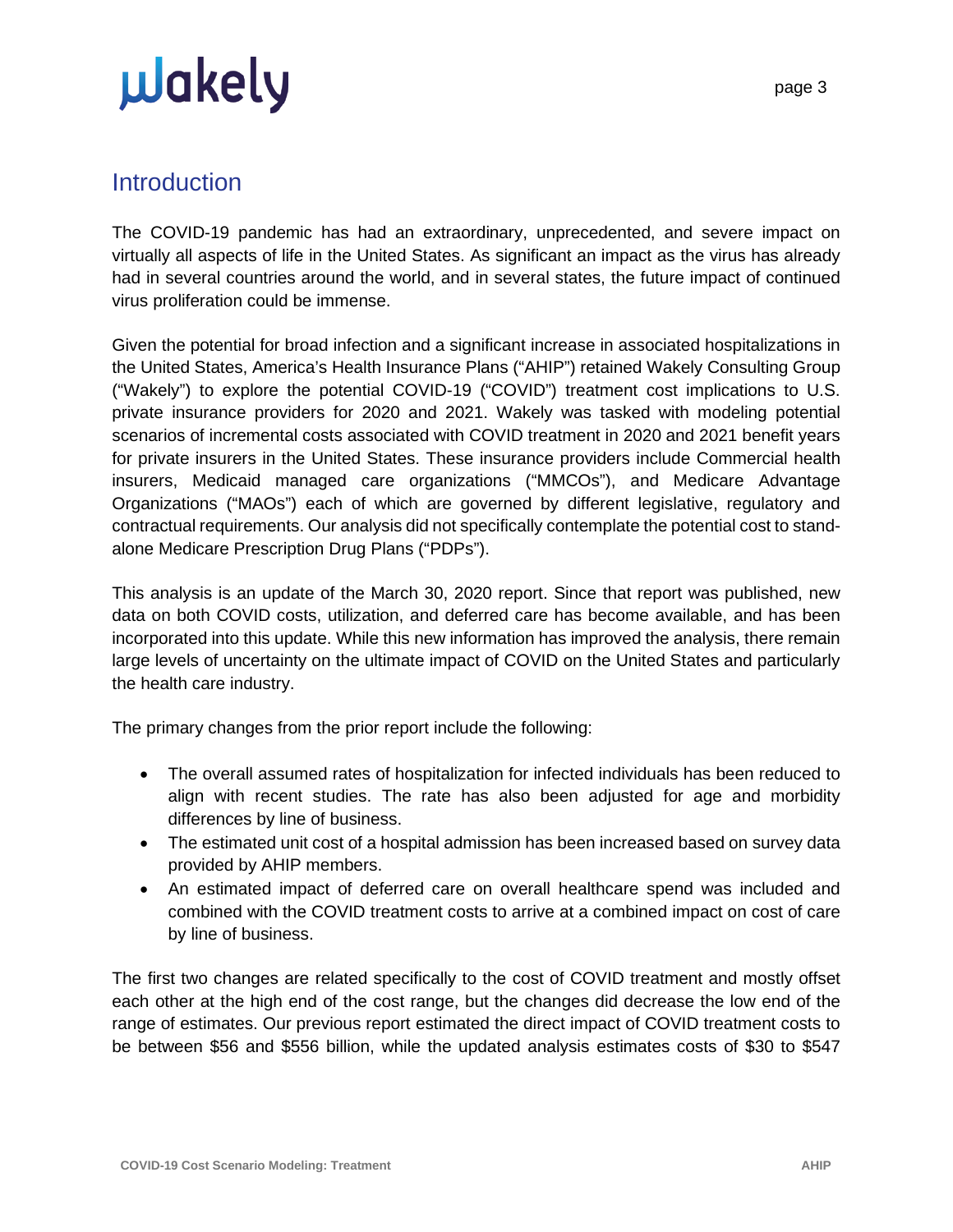## Introduction

The COVID-19 pandemic has had an extraordinary, unprecedented, and severe impact on virtually all aspects of life in the United States. As significant an impact as the virus has already had in several countries around the world, and in several states, the future impact of continued virus proliferation could be immense.

Given the potential for broad infection and a significant increase in associated hospitalizations in the United States, America's Health Insurance Plans ("AHIP") retained Wakely Consulting Group ("Wakely") to explore the potential COVID-19 ("COVID") treatment cost implications to U.S. private insurance providers for 2020 and 2021. Wakely was tasked with modeling potential scenarios of incremental costs associated with COVID treatment in 2020 and 2021 benefit years for private insurers in the United States. These insurance providers include Commercial health insurers, Medicaid managed care organizations ("MMCOs"), and Medicare Advantage Organizations ("MAOs") each of which are governed by different legislative, regulatory and contractual requirements. Our analysis did not specifically contemplate the potential cost to stand-alone Medicare Prescription Drug Plans ("PDPs").

This analysis is an update of the March 30, 2020 report. Since that report was published, new data on both COVID costs, utilization, and deferred care has become available, and has been incorporated into this update. While this new information has improved the analysis, there remain large levels of uncertainty on the ultimate impact of COVID on the United States and particularly the health care industry.

The primary changes from the prior report include the following:

- The overall assumed rates of hospitalization for infected individuals has been reduced to align with recent studies. The rate has also been adjusted for age and morbidity differences by line of business.
- The estimated unit cost of a hospital admission has been increased based on survey data provided by AHIP members.
- An estimated impact of deferred care on overall healthcare spend was included and combined with the COVID treatment costs to arrive at a combined impact on cost of care by line of business.

The first two changes are related specifically to the cost of COVID treatment and mostly offset each other at the high end of the cost range, but the changes did decrease the low end of the range of estimates. Our previous report estimated the direct impact of COVID treatment costs to be between $56 and $556 billion, while the updated analysis estimates costs of $30 to $547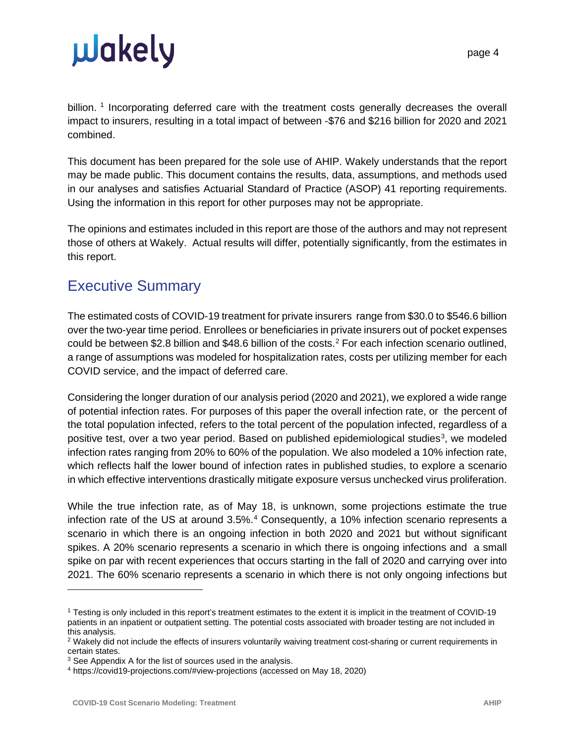billion. [1] Incorporating deferred care with the treatment costs generally decreases the overall impact to insurers, resulting in a total impact of between -$76 and $216 billion for 2020 and 2021 combined.

This document has been prepared for the sole use of AHIP. Wakely understands that the report may be made public. This document contains the results, data, assumptions, and methods used in our analyses and satisfies Actuarial Standard of Practice (ASOP) 41 reporting requirements. Using the information in this report for other purposes may not be appropriate.

The opinions and estimates included in this report are those of the authors and may not represent those of others at Wakely. Actual results will differ, potentially significantly, from the estimates in this report.

## Executive Summary

The estimated costs of COVID-19 treatment for private insurers range from $30.0 to $546.6 billion over the two-year time period. Enrollees or beneficiaries in private insurers out of pocket expenses could be between $2.8 billion and $48.6 billion of the costs. [2] For each infection scenario outlined, a range of assumptions was modeled for hospitalization rates, costs per utilizing member for each COVID service, and the impact of deferred care.

Considering the longer duration of our analysis period (2020 and 2021), we explored a wide range of potential infection rates. For purposes of this paper the overall infection rate, or the percent of the total population infected, refers to the total percent of the population infected, regardless of a positive test, over a two year period. Based on published epidemiological studies[3], we modeled infection rates ranging from 20% to 60% of the population. We also modeled a 10% infection rate, which reflects half the lower bound of infection rates in published studies, to explore a scenario in which effective interventions drastically mitigate exposure versus unchecked virus proliferation.

While the true infection rate, as of May 18, is unknown, some projections estimate the true infection rate of the US at around 3.5%. [4] Consequently, a 10% infection scenario represents a scenario in which there is an ongoing infection in both 2020 and 2021 but without significant spikes. A 20% scenario represents a scenario in which there is ongoing infections and a small spike on par with recent experiences that occurs starting in the fall of 2020 and carrying over into 2021. The 60% scenario represents a scenario in which there is not only ongoing infections but

---

[1] Testing is only included in this report's treatment estimates to the extent it is implicit in the treatment of COVID-19 patients in an inpatient or outpatient setting. The potential costs associated with broader testing are not included in this analysis.

[2] Wakely did not include the effects of insurers voluntarily waiving treatment cost-sharing or current requirements in certain states.

[3] See Appendix A for the list of sources used in the analysis.

[4] https://covid19-projections.com/#view-projections (accessed on May 18, 2020)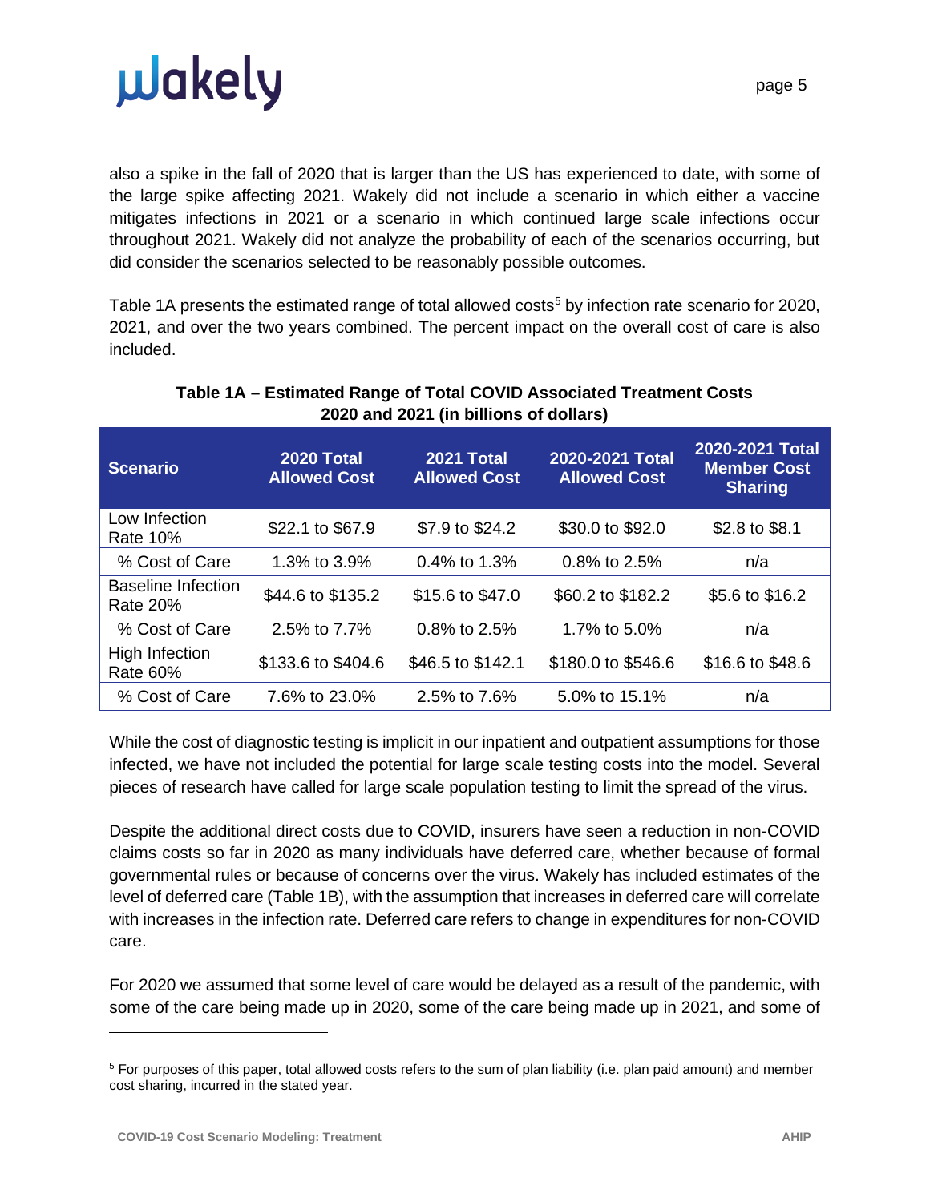also a spike in the fall of 2020 that is larger than the US has experienced to date, with some of the large spike affecting 2021. Wakely did not include a scenario in which either a vaccine mitigates infections in 2021 or a scenario in which continued large scale infections occur throughout 2021. Wakely did not analyze the probability of each of the scenarios occurring, but did consider the scenarios selected to be reasonably possible outcomes.

Table 1A presents the estimated range of total allowed costs[5] by infection rate scenario for 2020, 2021, and over the two years combined. The percent impact on the overall cost of care is also included.

**Table 1A – Estimated Range of Total COVID Associated Treatment Costs 2020 and 2021 (in billions of dollars)**

| Scenario | 2020 Total Allowed Cost | 2021 Total Allowed Cost | 2020-2021 Total Allowed Cost | 2020-2021 Total Member Cost Sharing |
|---|---|---|---|---|
| Low Infection Rate 10% | $22.1 to $67.9 | $7.9 to $24.2 | $30.0 to $92.0 | $2.8 to $8.1 |
| % Cost of Care | 1.3% to 3.9% | 0.4% to 1.3% | 0.8% to 2.5% | n/a |
| Baseline Infection Rate 20% | $44.6 to $135.2 | $15.6 to $47.0 | $60.2 to $182.2 | $5.6 to $16.2 |
| % Cost of Care | 2.5% to 7.7% | 0.8% to 2.5% | 1.7% to 5.0% | n/a |
| High Infection Rate 60% | $133.6 to $404.6 | $46.5 to $142.1 | $180.0 to $546.6 | $16.6 to $48.6 |
| % Cost of Care | 7.6% to 23.0% | 2.5% to 7.6% | 5.0% to 15.1% | n/a |

While the cost of diagnostic testing is implicit in our inpatient and outpatient assumptions for those infected, we have not included the potential for large scale testing costs into the model. Several pieces of research have called for large scale population testing to limit the spread of the virus.

Despite the additional direct costs due to COVID, insurers have seen a reduction in non-COVID claims costs so far in 2020 as many individuals have deferred care, whether because of formal governmental rules or because of concerns over the virus. Wakely has included estimates of the level of deferred care (Table 1B), with the assumption that increases in deferred care will correlate with increases in the infection rate. Deferred care refers to change in expenditures for non-COVID care.

For 2020 we assumed that some level of care would be delayed as a result of the pandemic, with some of the care being made up in 2020, some of the care being made up in 2021, and some of

---

[5] For purposes of this paper, total allowed costs refers to the sum of plan liability (i.e. plan paid amount) and member cost sharing, incurred in the stated year.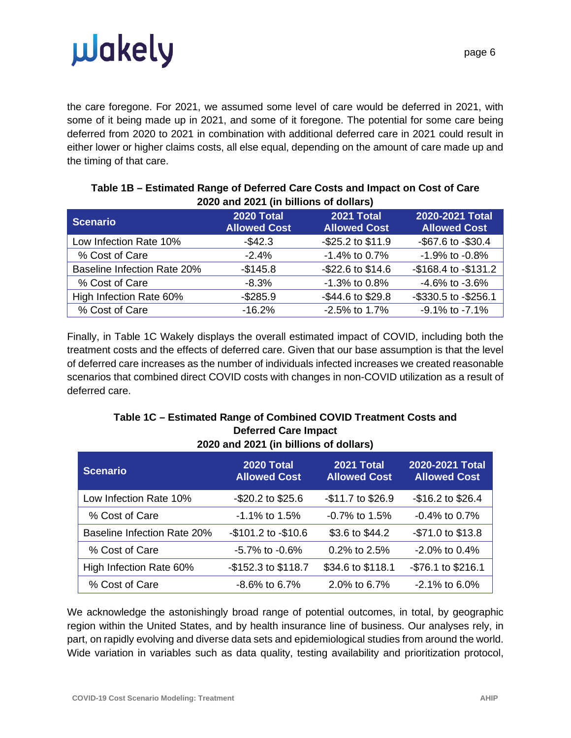the care foregone. For 2021, we assumed some level of care would be deferred in 2021, with some of it being made up in 2021, and some of it foregone. The potential for some care being deferred from 2020 to 2021 in combination with additional deferred care in 2021 could result in either lower or higher claims costs, all else equal, depending on the amount of care made up and the timing of that care.

**Table 1B – Estimated Range of Deferred Care Costs and Impact on Cost of Care 2020 and 2021 (in billions of dollars)**

| Scenario | 2020 Total Allowed Cost | 2021 Total Allowed Cost | 2020-2021 Total Allowed Cost |
|---|---|---|---|
| Low Infection Rate 10% | -$42.3 | -$25.2 to $11.9 | -$67.6 to -$30.4 |
| % Cost of Care | -2.4% | -1.4% to 0.7% | -1.9% to -0.8% |
| Baseline Infection Rate 20% | -$145.8 | -$22.6 to $14.6 | -$168.4 to -$131.2 |
| % Cost of Care | -8.3% | -1.3% to 0.8% | -4.6% to -3.6% |
| High Infection Rate 60% | -$285.9 | -$44.6 to $29.8 | -$330.5 to -$256.1 |
| % Cost of Care | -16.2% | -2.5% to 1.7% | -9.1% to -7.1% |

Finally, in Table 1C Wakely displays the overall estimated impact of COVID, including both the treatment costs and the effects of deferred care. Given that our base assumption is that the level of deferred care increases as the number of individuals infected increases we created reasonable scenarios that combined direct COVID costs with changes in non-COVID utilization as a result of deferred care.

**Table 1C – Estimated Range of Combined COVID Treatment Costs and Deferred Care Impact 2020 and 2021 (in billions of dollars)**

| Scenario | 2020 Total Allowed Cost | 2021 Total Allowed Cost | 2020-2021 Total Allowed Cost |
|---|---|---|---|
| Low Infection Rate 10% | -$20.2 to $25.6 | -$11.7 to $26.9 | -$16.2 to $26.4 |
| % Cost of Care | -1.1% to 1.5% | -0.7% to 1.5% | -0.4% to 0.7% |
| Baseline Infection Rate 20% | -$101.2 to -$10.6 | $3.6 to $44.2 | -$71.0 to $13.8 |
| % Cost of Care | -5.7% to -0.6% | 0.2% to 2.5% | -2.0% to 0.4% |
| High Infection Rate 60% | -$152.3 to $118.7 | $34.6 to $118.1 | -$76.1 to $216.1 |
| % Cost of Care | -8.6% to 6.7% | 2.0% to 6.7% | -2.1% to 6.0% |

We acknowledge the astonishingly broad range of potential outcomes, in total, by geographic region within the United States, and by health insurance line of business. Our analyses rely, in part, on rapidly evolving and diverse data sets and epidemiological studies from around the world. Wide variation in variables such as data quality, testing availability and prioritization protocol,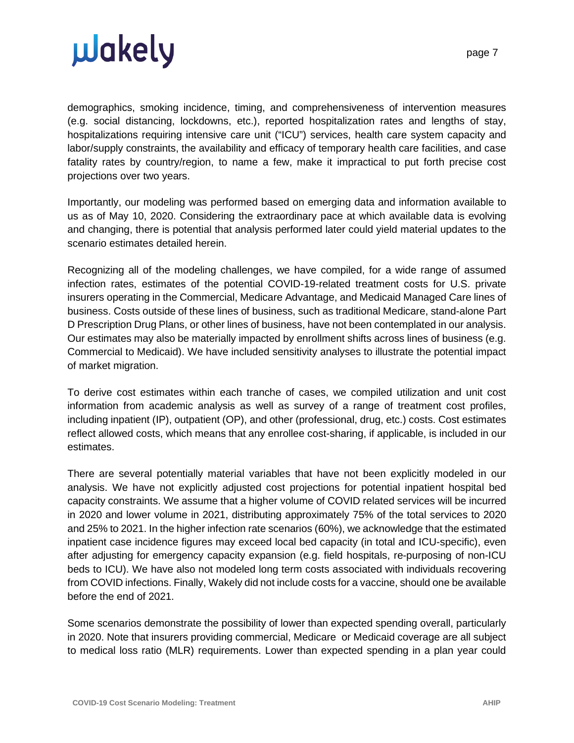demographics, smoking incidence, timing, and comprehensiveness of intervention measures (e.g. social distancing, lockdowns, etc.), reported hospitalization rates and lengths of stay, hospitalizations requiring intensive care unit ("ICU") services, health care system capacity and labor/supply constraints, the availability and efficacy of temporary health care facilities, and case fatality rates by country/region, to name a few, make it impractical to put forth precise cost projections over two years.

Importantly, our modeling was performed based on emerging data and information available to us as of May 10, 2020. Considering the extraordinary pace at which available data is evolving and changing, there is potential that analysis performed later could yield material updates to the scenario estimates detailed herein.

Recognizing all of the modeling challenges, we have compiled, for a wide range of assumed infection rates, estimates of the potential COVID-19-related treatment costs for U.S. private insurers operating in the Commercial, Medicare Advantage, and Medicaid Managed Care lines of business. Costs outside of these lines of business, such as traditional Medicare, stand-alone Part D Prescription Drug Plans, or other lines of business, have not been contemplated in our analysis. Our estimates may also be materially impacted by enrollment shifts across lines of business (e.g. Commercial to Medicaid). We have included sensitivity analyses to illustrate the potential impact of market migration.

To derive cost estimates within each tranche of cases, we compiled utilization and unit cost information from academic analysis as well as survey of a range of treatment cost profiles, including inpatient (IP), outpatient (OP), and other (professional, drug, etc.) costs. Cost estimates reflect allowed costs, which means that any enrollee cost-sharing, if applicable, is included in our estimates.

There are several potentially material variables that have not been explicitly modeled in our analysis. We have not explicitly adjusted cost projections for potential inpatient hospital bed capacity constraints. We assume that a higher volume of COVID related services will be incurred in 2020 and lower volume in 2021, distributing approximately 75% of the total services to 2020 and 25% to 2021. In the higher infection rate scenarios (60%), we acknowledge that the estimated inpatient case incidence figures may exceed local bed capacity (in total and ICU-specific), even after adjusting for emergency capacity expansion (e.g. field hospitals, re-purposing of non-ICU beds to ICU). We have also not modeled long term costs associated with individuals recovering from COVID infections. Finally, Wakely did not include costs for a vaccine, should one be available before the end of 2021.

Some scenarios demonstrate the possibility of lower than expected spending overall, particularly in 2020. Note that insurers providing commercial, Medicare or Medicaid coverage are all subject to medical loss ratio (MLR) requirements. Lower than expected spending in a plan year could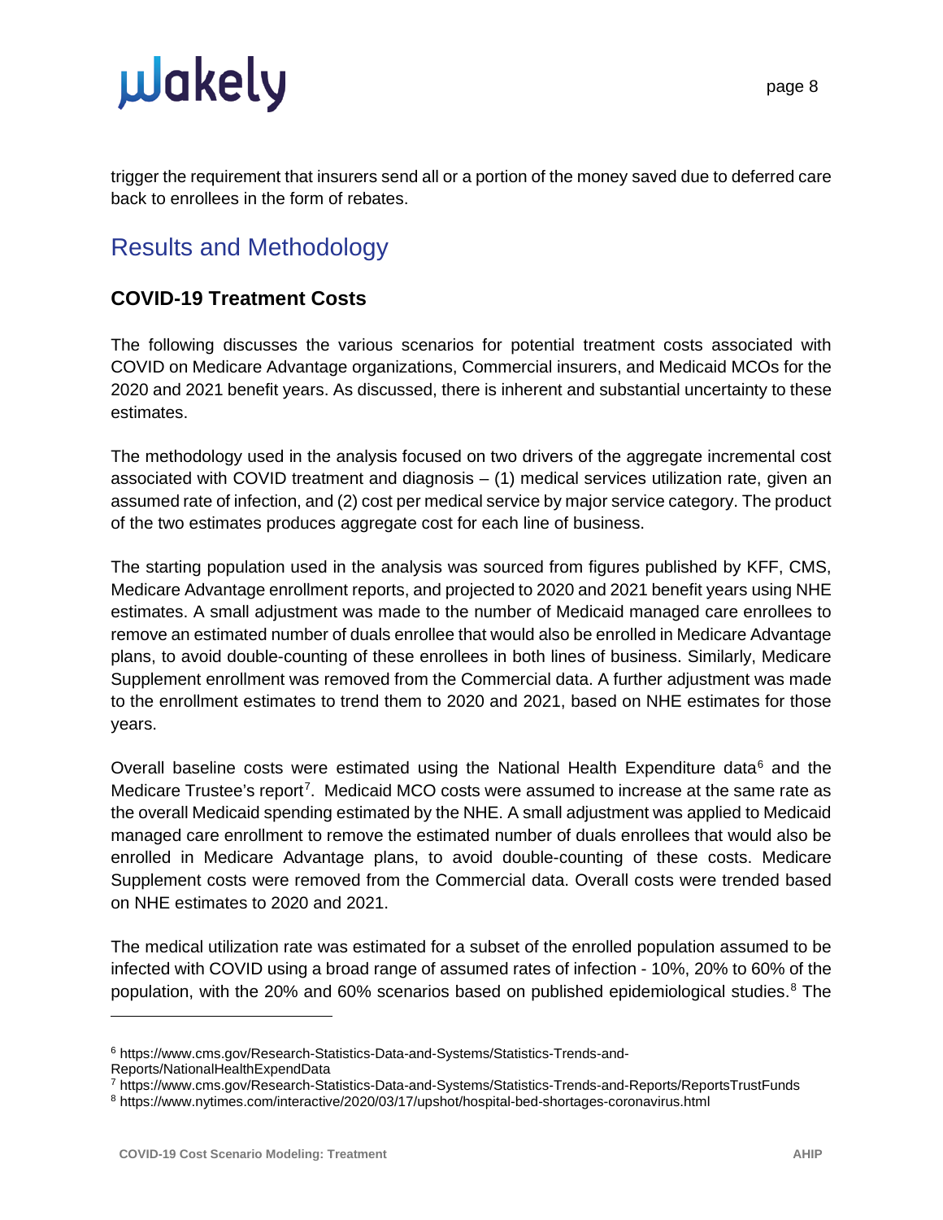trigger the requirement that insurers send all or a portion of the money saved due to deferred care back to enrollees in the form of rebates.

## Results and Methodology

### COVID-19 Treatment Costs

The following discusses the various scenarios for potential treatment costs associated with COVID on Medicare Advantage organizations, Commercial insurers, and Medicaid MCOs for the 2020 and 2021 benefit years. As discussed, there is inherent and substantial uncertainty to these estimates.

The methodology used in the analysis focused on two drivers of the aggregate incremental cost associated with COVID treatment and diagnosis – (1) medical services utilization rate, given an assumed rate of infection, and (2) cost per medical service by major service category. The product of the two estimates produces aggregate cost for each line of business.

The starting population used in the analysis was sourced from figures published by KFF, CMS, Medicare Advantage enrollment reports, and projected to 2020 and 2021 benefit years using NHE estimates. A small adjustment was made to the number of Medicaid managed care enrollees to remove an estimated number of duals enrollee that would also be enrolled in Medicare Advantage plans, to avoid double-counting of these enrollees in both lines of business. Similarly, Medicare Supplement enrollment was removed from the Commercial data. A further adjustment was made to the enrollment estimates to trend them to 2020 and 2021, based on NHE estimates for those years.

Overall baseline costs were estimated using the National Health Expenditure data[6] and the Medicare Trustee's report[7]. Medicaid MCO costs were assumed to increase at the same rate as the overall Medicaid spending estimated by the NHE. A small adjustment was applied to Medicaid managed care enrollment to remove the estimated number of duals enrollees that would also be enrolled in Medicare Advantage plans, to avoid double-counting of these costs. Medicare Supplement costs were removed from the Commercial data. Overall costs were trended based on NHE estimates to 2020 and 2021.

The medical utilization rate was estimated for a subset of the enrolled population assumed to be infected with COVID using a broad range of assumed rates of infection - 10%, 20% to 60% of the population, with the 20% and 60% scenarios based on published epidemiological studies.[8] The

---

[6] https://www.cms.gov/Research-Statistics-Data-and-Systems/Statistics-Trends-and-Reports/NationalHealthExpendData

[7] https://www.cms.gov/Research-Statistics-Data-and-Systems/Statistics-Trends-and-Reports/ReportsTrustFunds

[8] https://www.nytimes.com/interactive/2020/03/17/upshot/hospital-bed-shortages-coronavirus.html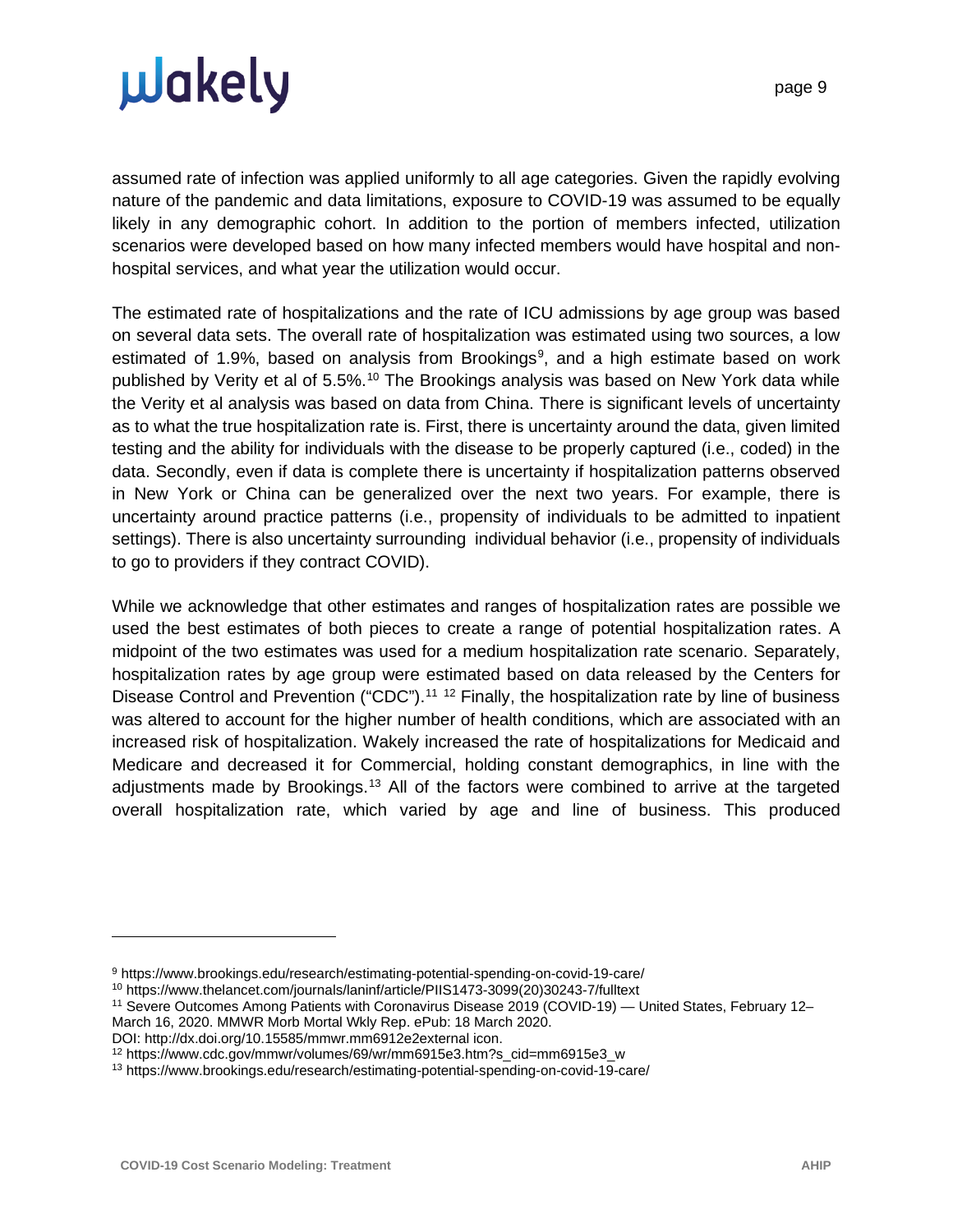assumed rate of infection was applied uniformly to all age categories. Given the rapidly evolving nature of the pandemic and data limitations, exposure to COVID-19 was assumed to be equally likely in any demographic cohort. In addition to the portion of members infected, utilization scenarios were developed based on how many infected members would have hospital and non-hospital services, and what year the utilization would occur.

The estimated rate of hospitalizations and the rate of ICU admissions by age group was based on several data sets. The overall rate of hospitalization was estimated using two sources, a low estimated of 1.9%, based on analysis from Brookings[9], and a high estimate based on work published by Verity et al of 5.5%.[10] The Brookings analysis was based on New York data while the Verity et al analysis was based on data from China. There is significant levels of uncertainty as to what the true hospitalization rate is. First, there is uncertainty around the data, given limited testing and the ability for individuals with the disease to be properly captured (i.e., coded) in the data. Secondly, even if data is complete there is uncertainty if hospitalization patterns observed in New York or China can be generalized over the next two years. For example, there is uncertainty around practice patterns (i.e., propensity of individuals to be admitted to inpatient settings). There is also uncertainty surrounding individual behavior (i.e., propensity of individuals to go to providers if they contract COVID).

While we acknowledge that other estimates and ranges of hospitalization rates are possible we used the best estimates of both pieces to create a range of potential hospitalization rates. A midpoint of the two estimates was used for a medium hospitalization rate scenario. Separately, hospitalization rates by age group were estimated based on data released by the Centers for Disease Control and Prevention ("CDC").[11] [12] Finally, the hospitalization rate by line of business was altered to account for the higher number of health conditions, which are associated with an increased risk of hospitalization. Wakely increased the rate of hospitalizations for Medicaid and Medicare and decreased it for Commercial, holding constant demographics, in line with the adjustments made by Brookings.[13] All of the factors were combined to arrive at the targeted overall hospitalization rate, which varied by age and line of business. This produced

---

[9] https://www.brookings.edu/research/estimating-potential-spending-on-covid-19-care/

[10] https://www.thelancet.com/journals/laninf/article/PIIS1473-3099(20)30243-7/fulltext

[11] Severe Outcomes Among Patients with Coronavirus Disease 2019 (COVID-19) — United States, February 12–March 16, 2020. MMWR Morb Mortal Wkly Rep. ePub: 18 March 2020. DOI: http://dx.doi.org/10.15585/mmwr.mm6912e2external icon.

[12] https://www.cdc.gov/mmwr/volumes/69/wr/mm6915e3.htm?s_cid=mm6915e3_w

[13] https://www.brookings.edu/research/estimating-potential-spending-on-covid-19-care/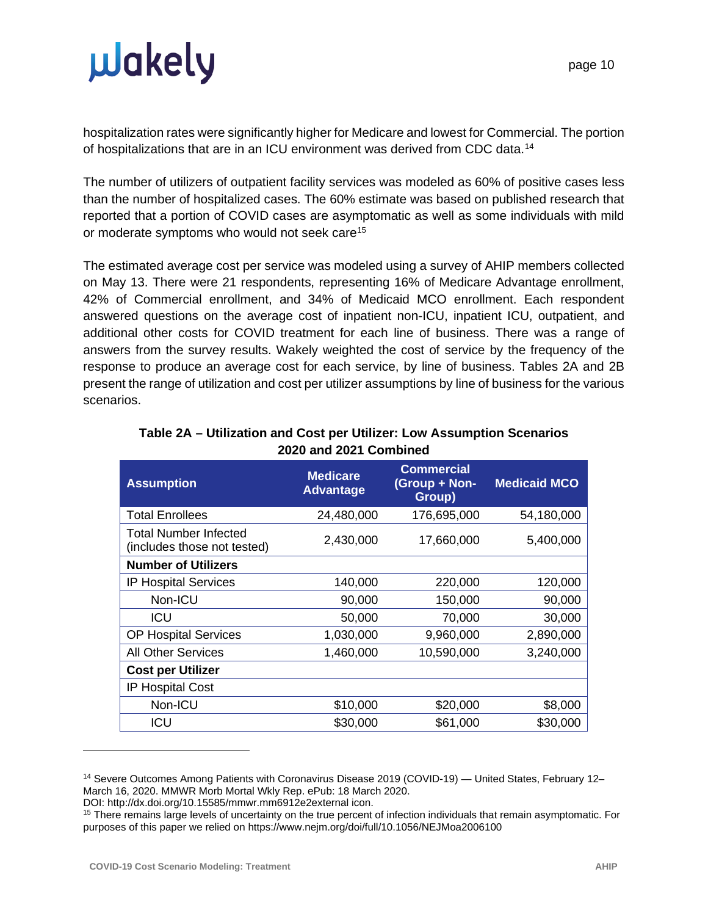hospitalization rates were significantly higher for Medicare and lowest for Commercial. The portion of hospitalizations that are in an ICU environment was derived from CDC data.[14]

The number of utilizers of outpatient facility services was modeled as 60% of positive cases less than the number of hospitalized cases. The 60% estimate was based on published research that reported that a portion of COVID cases are asymptomatic as well as some individuals with mild or moderate symptoms who would not seek care[15]

The estimated average cost per service was modeled using a survey of AHIP members collected on May 13. There were 21 respondents, representing 16% of Medicare Advantage enrollment, 42% of Commercial enrollment, and 34% of Medicaid MCO enrollment. Each respondent answered questions on the average cost of inpatient non-ICU, inpatient ICU, outpatient, and additional other costs for COVID treatment for each line of business. There was a range of answers from the survey results. Wakely weighted the cost of service by the frequency of the response to produce an average cost for each service, by line of business. Tables 2A and 2B present the range of utilization and cost per utilizer assumptions by line of business for the various scenarios.

**Table 2A – Utilization and Cost per Utilizer: Low Assumption Scenarios 2020 and 2021 Combined**

| Assumption | Medicare Advantage | Commercial (Group + Non-Group) | Medicaid MCO |
|---|---|---|---|
| Total Enrollees | 24,480,000 | 176,695,000 | 54,180,000 |
| Total Number Infected (includes those not tested) | 2,430,000 | 17,660,000 | 5,400,000 |
| **Number of Utilizers** | | | |
| IP Hospital Services | 140,000 | 220,000 | 120,000 |
| Non-ICU | 90,000 | 150,000 | 90,000 |
| ICU | 50,000 | 70,000 | 30,000 |
| OP Hospital Services | 1,030,000 | 9,960,000 | 2,890,000 |
| All Other Services | 1,460,000 | 10,590,000 | 3,240,000 |
| **Cost per Utilizer** | | | |
| IP Hospital Cost | | | |
| Non-ICU | $10,000 | $20,000 | $8,000 |
| ICU | $30,000 | $61,000 | $30,000 |

[14] Severe Outcomes Among Patients with Coronavirus Disease 2019 (COVID-19) — United States, February 12–March 16, 2020. MMWR Morb Mortal Wkly Rep. ePub: 18 March 2020. DOI: http://dx.doi.org/10.15585/mmwr.mm6912e2external icon.

[15] There remains large levels of uncertainty on the true percent of infection individuals that remain asymptomatic. For purposes of this paper we relied on https://www.nejm.org/doi/full/10.1056/NEJMoa2006100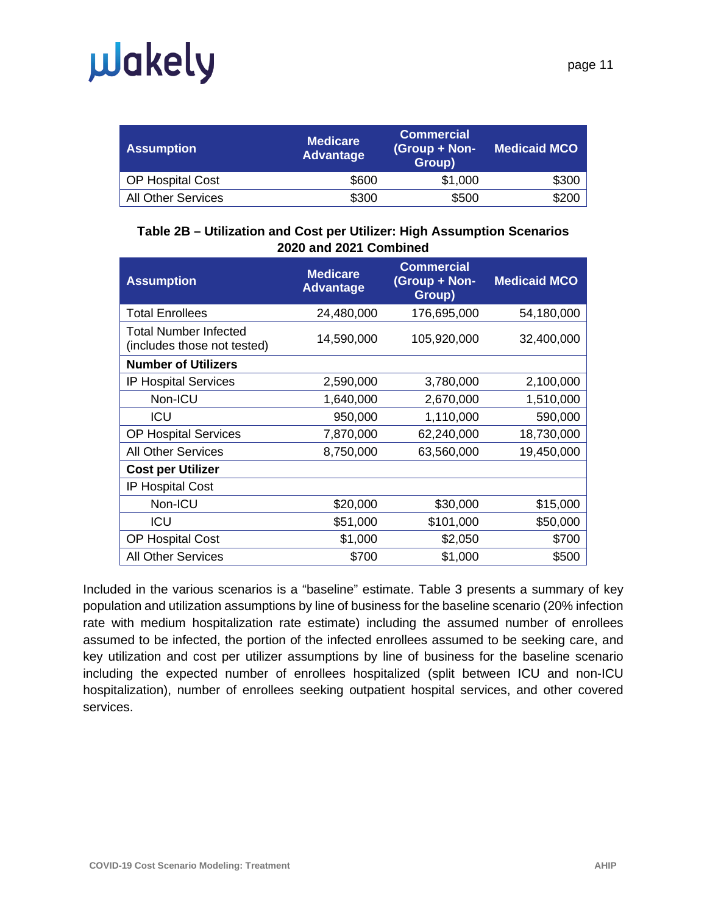| Assumption | Medicare Advantage | Commercial (Group + Non-Group) | Medicaid MCO |
|---|---|---|---|
| OP Hospital Cost | $600 | $1,000 | $300 |
| All Other Services | $300 | $500 | $200 |

**Table 2B – Utilization and Cost per Utilizer: High Assumption Scenarios 2020 and 2021 Combined**

| Assumption | Medicare Advantage | Commercial (Group + Non-Group) | Medicaid MCO |
|---|---|---|---|
| Total Enrollees | 24,480,000 | 176,695,000 | 54,180,000 |
| Total Number Infected (includes those not tested) | 14,590,000 | 105,920,000 | 32,400,000 |
| **Number of Utilizers** | | | |
| IP Hospital Services | 2,590,000 | 3,780,000 | 2,100,000 |
| Non-ICU | 1,640,000 | 2,670,000 | 1,510,000 |
| ICU | 950,000 | 1,110,000 | 590,000 |
| OP Hospital Services | 7,870,000 | 62,240,000 | 18,730,000 |
| All Other Services | 8,750,000 | 63,560,000 | 19,450,000 |
| **Cost per Utilizer** | | | |
| IP Hospital Cost | | | |
| Non-ICU | $20,000 | $30,000 | $15,000 |
| ICU | $51,000 | $101,000 | $50,000 |
| OP Hospital Cost | $1,000 | $2,050 | $700 |
| All Other Services | $700 | $1,000 | $500 |

Included in the various scenarios is a "baseline" estimate. Table 3 presents a summary of key population and utilization assumptions by line of business for the baseline scenario (20% infection rate with medium hospitalization rate estimate) including the assumed number of enrollees assumed to be infected, the portion of the infected enrollees assumed to be seeking care, and key utilization and cost per utilizer assumptions by line of business for the baseline scenario including the expected number of enrollees hospitalized (split between ICU and non-ICU hospitalization), number of enrollees seeking outpatient hospital services, and other covered services.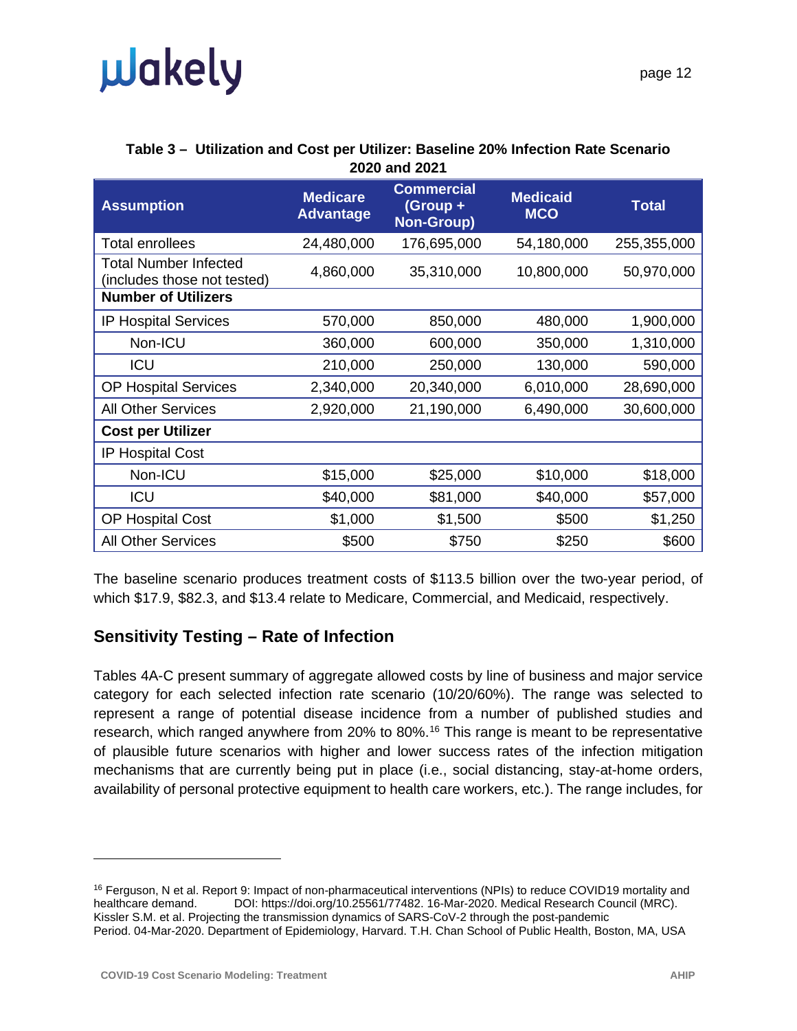**Table 3 – Utilization and Cost per Utilizer: Baseline 20% Infection Rate Scenario 2020 and 2021**

| Assumption | Medicare Advantage | Commercial (Group + Non-Group) | Medicaid MCO | Total |
|---|---|---|---|---|
| Total enrollees | 24,480,000 | 176,695,000 | 54,180,000 | 255,355,000 |
| Total Number Infected (includes those not tested) | 4,860,000 | 35,310,000 | 10,800,000 | 50,970,000 |
| **Number of Utilizers** | | | | |
| IP Hospital Services | 570,000 | 850,000 | 480,000 | 1,900,000 |
| Non-ICU | 360,000 | 600,000 | 350,000 | 1,310,000 |
| ICU | 210,000 | 250,000 | 130,000 | 590,000 |
| OP Hospital Services | 2,340,000 | 20,340,000 | 6,010,000 | 28,690,000 |
| All Other Services | 2,920,000 | 21,190,000 | 6,490,000 | 30,600,000 |
| **Cost per Utilizer** | | | | |
| IP Hospital Cost | | | | |
| Non-ICU | $15,000 | $25,000 | $10,000 | $18,000 |
| ICU | $40,000 | $81,000 | $40,000 | $57,000 |
| OP Hospital Cost | $1,000 | $1,500 | $500 | $1,250 |
| All Other Services | $500 | $750 | $250 | $600 |

The baseline scenario produces treatment costs of $113.5 billion over the two-year period, of which $17.9, $82.3, and $13.4 relate to Medicare, Commercial, and Medicaid, respectively.

## Sensitivity Testing – Rate of Infection

Tables 4A-C present summary of aggregate allowed costs by line of business and major service category for each selected infection rate scenario (10/20/60%). The range was selected to represent a range of potential disease incidence from a number of published studies and research, which ranged anywhere from 20% to 80%.[16] This range is meant to be representative of plausible future scenarios with higher and lower success rates of the infection mitigation mechanisms that are currently being put in place (i.e., social distancing, stay-at-home orders, availability of personal protective equipment to health care workers, etc.). The range includes, for

---

[16] Ferguson, N et al. Report 9: Impact of non-pharmaceutical interventions (NPIs) to reduce COVID19 mortality and healthcare demand. DOI: https://doi.org/10.25561/77482. 16-Mar-2020. Medical Research Council (MRC). Kissler S.M. et al. Projecting the transmission dynamics of SARS-CoV-2 through the post-pandemic Period. 04-Mar-2020. Department of Epidemiology, Harvard. T.H. Chan School of Public Health, Boston, MA, USA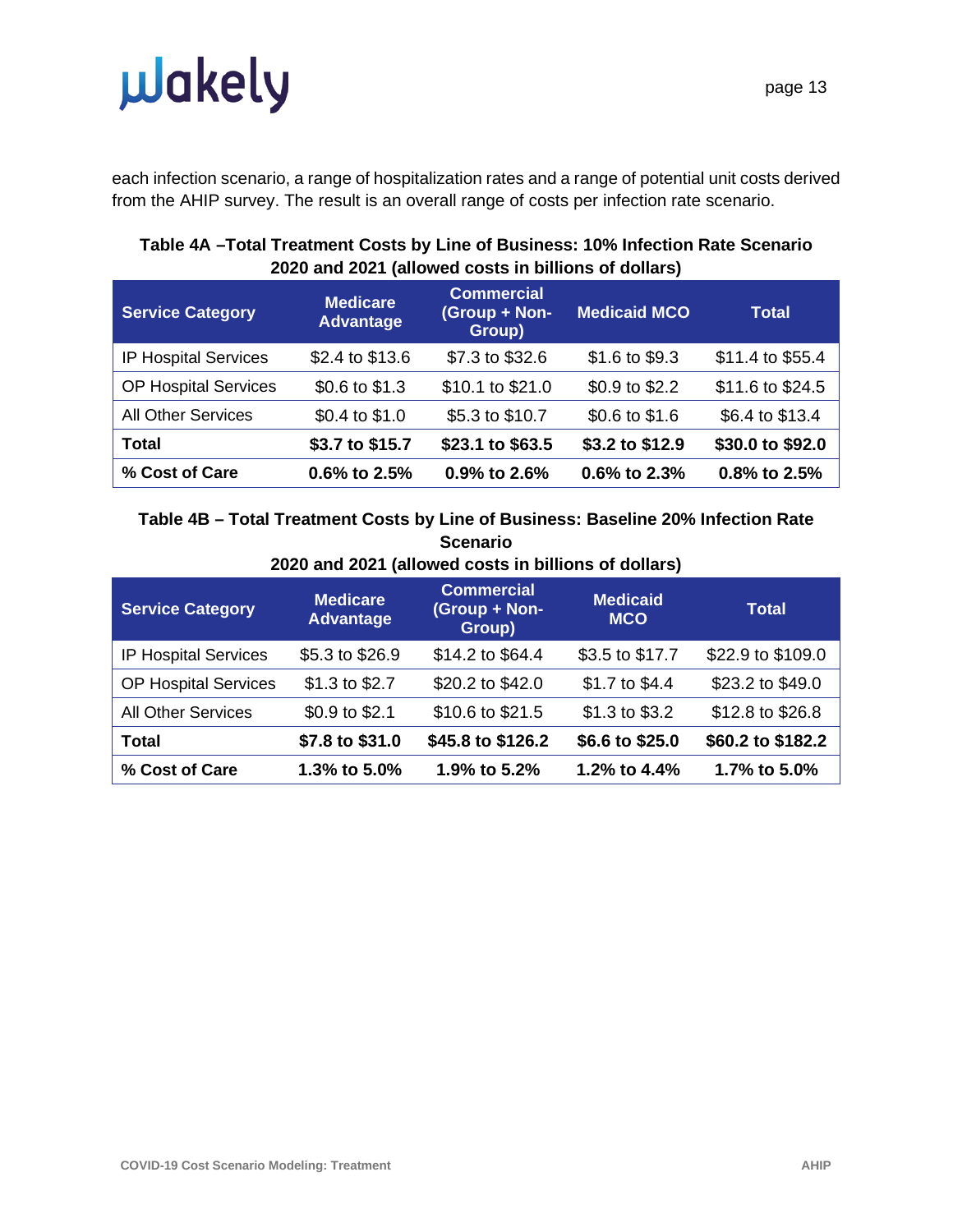each infection scenario, a range of hospitalization rates and a range of potential unit costs derived from the AHIP survey. The result is an overall range of costs per infection rate scenario.

**Table 4A –Total Treatment Costs by Line of Business: 10% Infection Rate Scenario 2020 and 2021 (allowed costs in billions of dollars)**

| Service Category | Medicare Advantage | Commercial (Group + Non-Group) | Medicaid MCO | Total |
|---|---|---|---|---|
| IP Hospital Services | $2.4 to $13.6 | $7.3 to $32.6 | $1.6 to $9.3 | $11.4 to $55.4 |
| OP Hospital Services | $0.6 to $1.3 | $10.1 to $21.0 | $0.9 to $2.2 | $11.6 to $24.5 |
| All Other Services | $0.4 to $1.0 | $5.3 to $10.7 | $0.6 to $1.6 | $6.4 to $13.4 |
| **Total** | **$3.7 to $15.7** | **$23.1 to $63.5** | **$3.2 to $12.9** | **$30.0 to $92.0** |
| **% Cost of Care** | **0.6% to 2.5%** | **0.9% to 2.6%** | **0.6% to 2.3%** | **0.8% to 2.5%** |

**Table 4B – Total Treatment Costs by Line of Business: Baseline 20% Infection Rate Scenario 2020 and 2021 (allowed costs in billions of dollars)**

| Service Category | Medicare Advantage | Commercial (Group + Non-Group) | Medicaid MCO | Total |
|---|---|---|---|---|
| IP Hospital Services | $5.3 to $26.9 | $14.2 to $64.4 | $3.5 to $17.7 | $22.9 to $109.0 |
| OP Hospital Services | $1.3 to $2.7 | $20.2 to $42.0 | $1.7 to $4.4 | $23.2 to $49.0 |
| All Other Services | $0.9 to $2.1 | $10.6 to $21.5 | $1.3 to $3.2 | $12.8 to $26.8 |
| **Total** | **$7.8 to $31.0** | **$45.8 to $126.2** | **$6.6 to $25.0** | **$60.2 to $182.2** |
| **% Cost of Care** | **1.3% to 5.0%** | **1.9% to 5.2%** | **1.2% to 4.4%** | **1.7% to 5.0%** |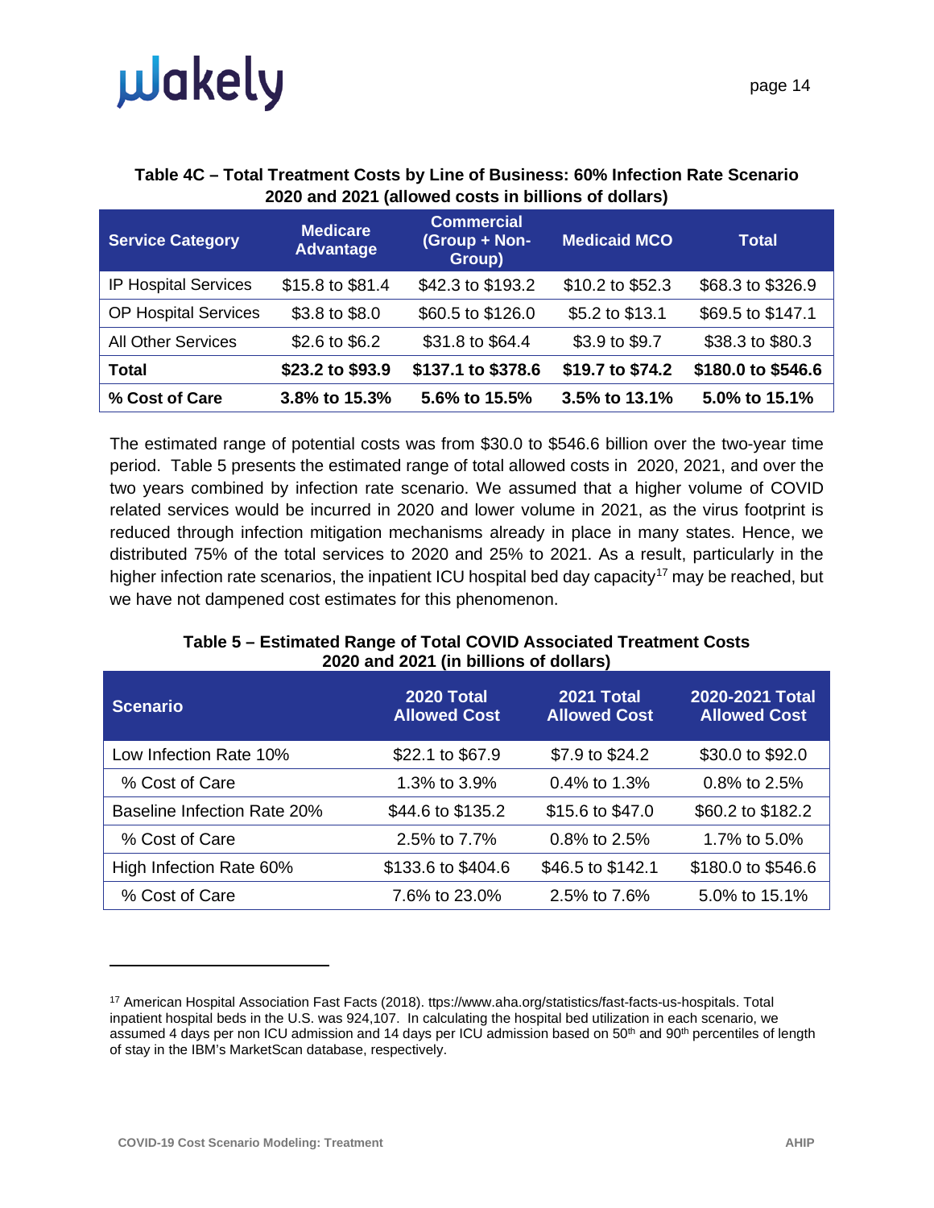**Table 4C – Total Treatment Costs by Line of Business: 60% Infection Rate Scenario 2020 and 2021 (allowed costs in billions of dollars)**

| Service Category | Medicare Advantage | Commercial (Group + Non-Group) | Medicaid MCO | Total |
|---|---|---|---|---|
| IP Hospital Services | $15.8 to $81.4 | $42.3 to $193.2 | $10.2 to $52.3 | $68.3 to $326.9 |
| OP Hospital Services | $3.8 to $8.0 | $60.5 to $126.0 | $5.2 to $13.1 | $69.5 to $147.1 |
| All Other Services | $2.6 to $6.2 | $31.8 to $64.4 | $3.9 to $9.7 | $38.3 to $80.3 |
| **Total** | **$23.2 to $93.9** | **$137.1 to $378.6** | **$19.7 to $74.2** | **$180.0 to $546.6** |
| **% Cost of Care** | **3.8% to 15.3%** | **5.6% to 15.5%** | **3.5% to 13.1%** | **5.0% to 15.1%** |

The estimated range of potential costs was from $30.0 to $546.6 billion over the two-year time period. Table 5 presents the estimated range of total allowed costs in 2020, 2021, and over the two years combined by infection rate scenario. We assumed that a higher volume of COVID related services would be incurred in 2020 and lower volume in 2021, as the virus footprint is reduced through infection mitigation mechanisms already in place in many states. Hence, we distributed 75% of the total services to 2020 and 25% to 2021. As a result, particularly in the higher infection rate scenarios, the inpatient ICU hospital bed day capacity[17] may be reached, but we have not dampened cost estimates for this phenomenon.

**Table 5 – Estimated Range of Total COVID Associated Treatment Costs 2020 and 2021 (in billions of dollars)**

| Scenario | 2020 Total Allowed Cost | 2021 Total Allowed Cost | 2020-2021 Total Allowed Cost |
|---|---|---|---|
| Low Infection Rate 10% | $22.1 to $67.9 | $7.9 to $24.2 | $30.0 to $92.0 |
| % Cost of Care | 1.3% to 3.9% | 0.4% to 1.3% | 0.8% to 2.5% |
| Baseline Infection Rate 20% | $44.6 to $135.2 | $15.6 to $47.0 | $60.2 to $182.2 |
| % Cost of Care | 2.5% to 7.7% | 0.8% to 2.5% | 1.7% to 5.0% |
| High Infection Rate 60% | $133.6 to $404.6 | $46.5 to $142.1 | $180.0 to $546.6 |
| % Cost of Care | 7.6% to 23.0% | 2.5% to 7.6% | 5.0% to 15.1% |

---

[17] American Hospital Association Fast Facts (2018). ttps://www.aha.org/statistics/fast-facts-us-hospitals. Total inpatient hospital beds in the U.S. was 924,107. In calculating the hospital bed utilization in each scenario, we assumed 4 days per non ICU admission and 14 days per ICU admission based on 50th and 90th percentiles of length of stay in the IBM's MarketScan database, respectively.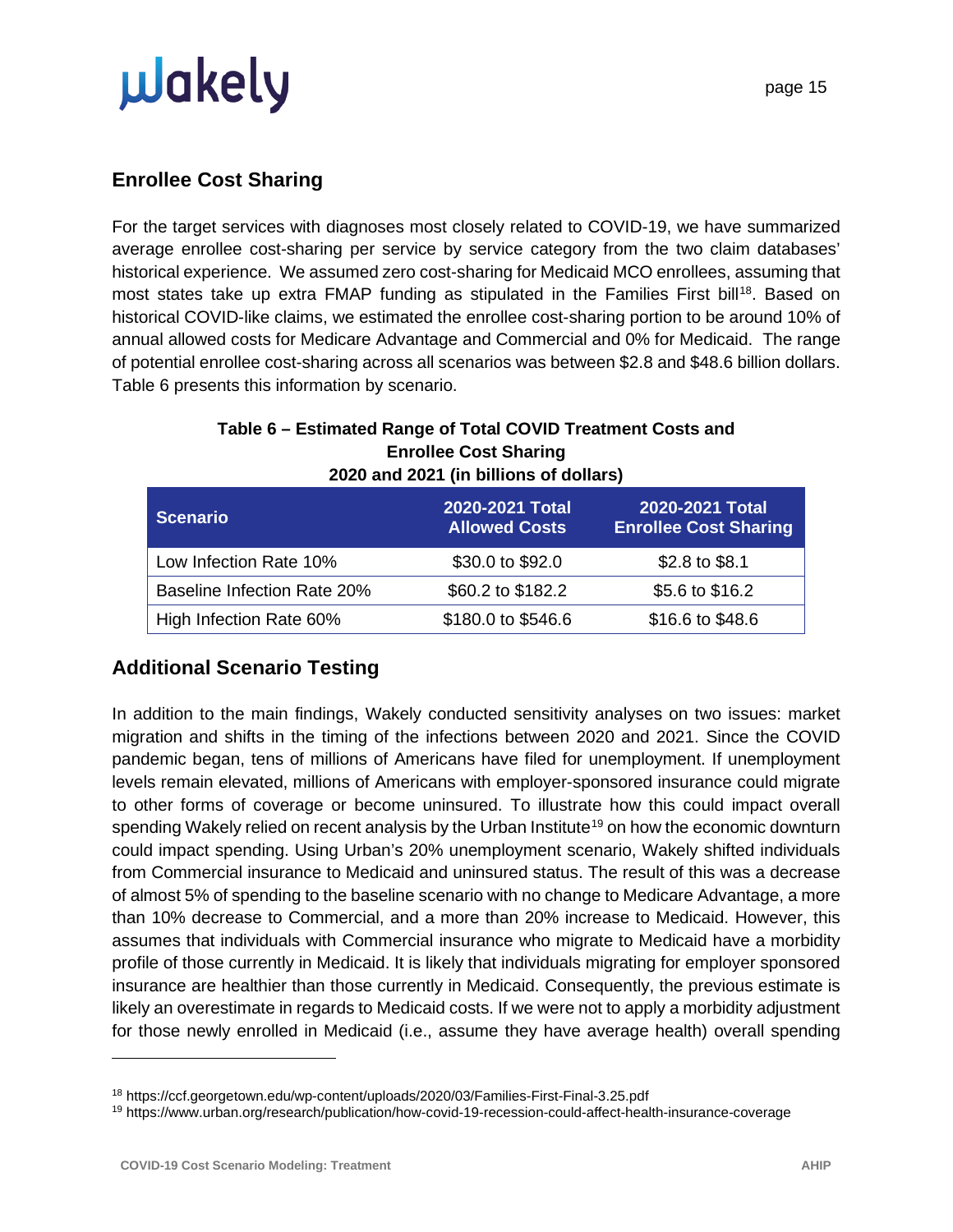## Enrollee Cost Sharing

For the target services with diagnoses most closely related to COVID-19, we have summarized average enrollee cost-sharing per service by service category from the two claim databases' historical experience. We assumed zero cost-sharing for Medicaid MCO enrollees, assuming that most states take up extra FMAP funding as stipulated in the Families First bill[18]. Based on historical COVID-like claims, we estimated the enrollee cost-sharing portion to be around 10% of annual allowed costs for Medicare Advantage and Commercial and 0% for Medicaid. The range of potential enrollee cost-sharing across all scenarios was between $2.8 and $48.6 billion dollars. Table 6 presents this information by scenario.

**Table 6 – Estimated Range of Total COVID Treatment Costs and Enrollee Cost Sharing 2020 and 2021 (in billions of dollars)**

| Scenario | 2020-2021 Total Allowed Costs | 2020-2021 Total Enrollee Cost Sharing |
|---|---|---|
| Low Infection Rate 10% | $30.0 to $92.0 | $2.8 to $8.1 |
| Baseline Infection Rate 20% | $60.2 to $182.2 | $5.6 to $16.2 |
| High Infection Rate 60% | $180.0 to $546.6 | $16.6 to $48.6 |

## Additional Scenario Testing

In addition to the main findings, Wakely conducted sensitivity analyses on two issues: market migration and shifts in the timing of the infections between 2020 and 2021. Since the COVID pandemic began, tens of millions of Americans have filed for unemployment. If unemployment levels remain elevated, millions of Americans with employer-sponsored insurance could migrate to other forms of coverage or become uninsured. To illustrate how this could impact overall spending Wakely relied on recent analysis by the Urban Institute[19] on how the economic downturn could impact spending. Using Urban's 20% unemployment scenario, Wakely shifted individuals from Commercial insurance to Medicaid and uninsured status. The result of this was a decrease of almost 5% of spending to the baseline scenario with no change to Medicare Advantage, a more than 10% decrease to Commercial, and a more than 20% increase to Medicaid. However, this assumes that individuals with Commercial insurance who migrate to Medicaid have a morbidity profile of those currently in Medicaid. It is likely that individuals migrating for employer sponsored insurance are healthier than those currently in Medicaid. Consequently, the previous estimate is likely an overestimate in regards to Medicaid costs. If we were not to apply a morbidity adjustment for those newly enrolled in Medicaid (i.e., assume they have average health) overall spending

[18] https://ccf.georgetown.edu/wp-content/uploads/2020/03/Families-First-Final-3.25.pdf

[19] https://www.urban.org/research/publication/how-covid-19-recession-could-affect-health-insurance-coverage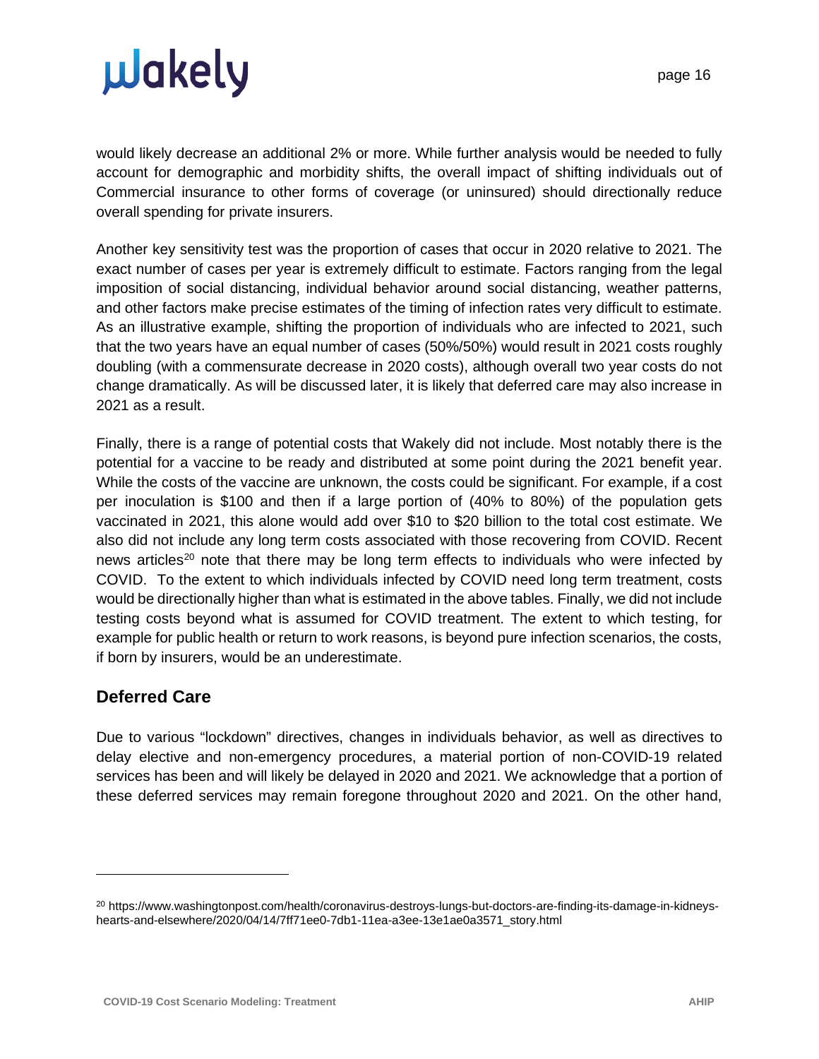would likely decrease an additional 2% or more. While further analysis would be needed to fully account for demographic and morbidity shifts, the overall impact of shifting individuals out of Commercial insurance to other forms of coverage (or uninsured) should directionally reduce overall spending for private insurers.

Another key sensitivity test was the proportion of cases that occur in 2020 relative to 2021. The exact number of cases per year is extremely difficult to estimate. Factors ranging from the legal imposition of social distancing, individual behavior around social distancing, weather patterns, and other factors make precise estimates of the timing of infection rates very difficult to estimate. As an illustrative example, shifting the proportion of individuals who are infected to 2021, such that the two years have an equal number of cases (50%/50%) would result in 2021 costs roughly doubling (with a commensurate decrease in 2020 costs), although overall two year costs do not change dramatically. As will be discussed later, it is likely that deferred care may also increase in 2021 as a result.

Finally, there is a range of potential costs that Wakely did not include. Most notably there is the potential for a vaccine to be ready and distributed at some point during the 2021 benefit year. While the costs of the vaccine are unknown, the costs could be significant. For example, if a cost per inoculation is $100 and then if a large portion of (40% to 80%) of the population gets vaccinated in 2021, this alone would add over $10 to $20 billion to the total cost estimate. We also did not include any long term costs associated with those recovering from COVID. Recent news articles[20] note that there may be long term effects to individuals who were infected by COVID. To the extent to which individuals infected by COVID need long term treatment, costs would be directionally higher than what is estimated in the above tables. Finally, we did not include testing costs beyond what is assumed for COVID treatment. The extent to which testing, for example for public health or return to work reasons, is beyond pure infection scenarios, the costs, if born by insurers, would be an underestimate.

## Deferred Care

Due to various "lockdown" directives, changes in individuals behavior, as well as directives to delay elective and non-emergency procedures, a material portion of non-COVID-19 related services has been and will likely be delayed in 2020 and 2021. We acknowledge that a portion of these deferred services may remain foregone throughout 2020 and 2021. On the other hand,

---

[20] https://www.washingtonpost.com/health/coronavirus-destroys-lungs-but-doctors-are-finding-its-damage-in-kidneys-hearts-and-elsewhere/2020/04/14/7ff71ee0-7db1-11ea-a3ee-13e1ae0a3571_story.html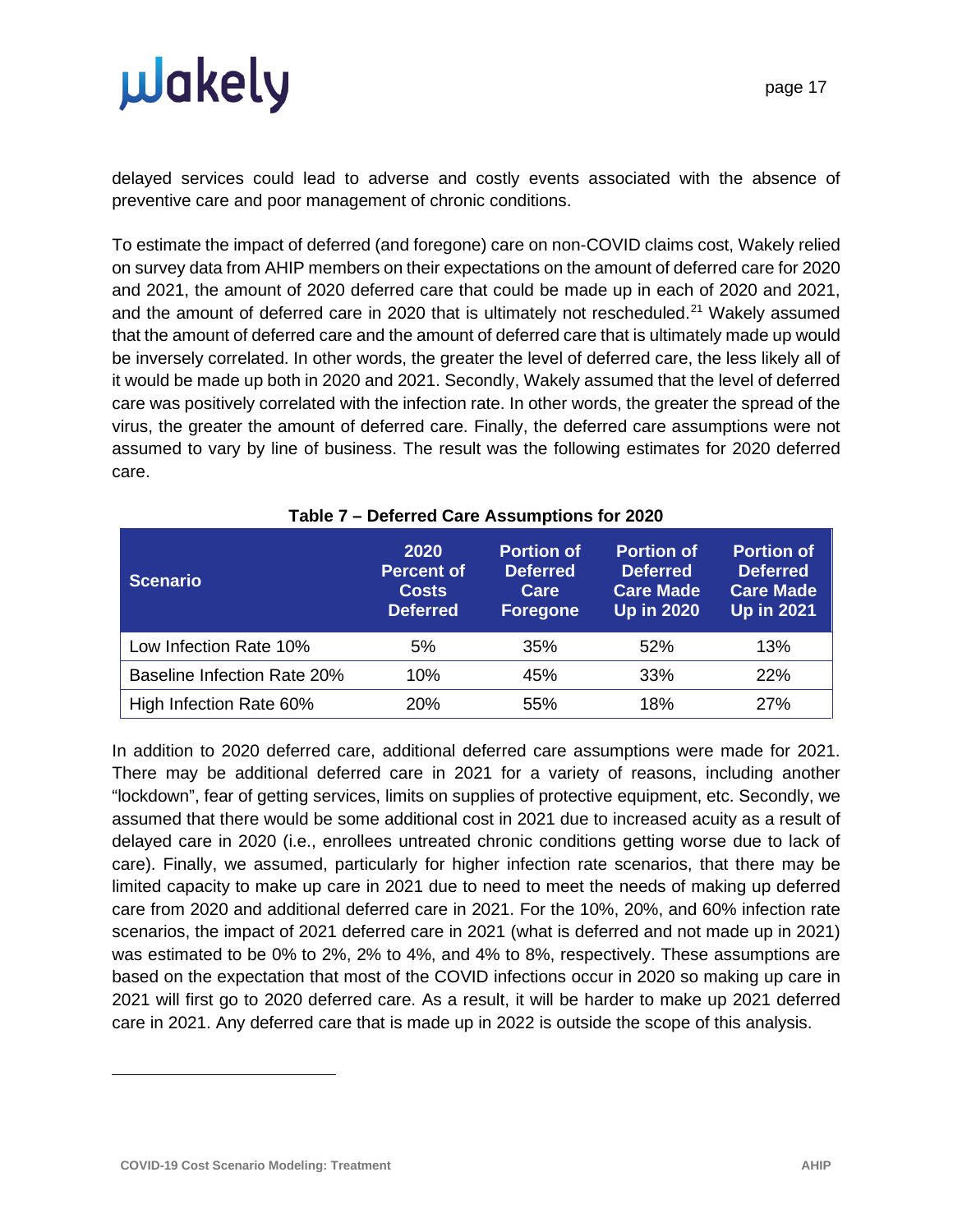delayed services could lead to adverse and costly events associated with the absence of preventive care and poor management of chronic conditions.

To estimate the impact of deferred (and foregone) care on non-COVID claims cost, Wakely relied on survey data from AHIP members on their expectations on the amount of deferred care for 2020 and 2021, the amount of 2020 deferred care that could be made up in each of 2020 and 2021, and the amount of deferred care in 2020 that is ultimately not rescheduled.[21] Wakely assumed that the amount of deferred care and the amount of deferred care that is ultimately made up would be inversely correlated. In other words, the greater the level of deferred care, the less likely all of it would be made up both in 2020 and 2021. Secondly, Wakely assumed that the level of deferred care was positively correlated with the infection rate. In other words, the greater the spread of the virus, the greater the amount of deferred care. Finally, the deferred care assumptions were not assumed to vary by line of business. The result was the following estimates for 2020 deferred care.

**Table 7 – Deferred Care Assumptions for 2020**

| Scenario | 2020 Percent of Costs Deferred | Portion of Deferred Care Foregone | Portion of Deferred Care Made Up in 2020 | Portion of Deferred Care Made Up in 2021 |
|---|---|---|---|---|
| Low Infection Rate 10% | 5% | 35% | 52% | 13% |
| Baseline Infection Rate 20% | 10% | 45% | 33% | 22% |
| High Infection Rate 60% | 20% | 55% | 18% | 27% |

In addition to 2020 deferred care, additional deferred care assumptions were made for 2021. There may be additional deferred care in 2021 for a variety of reasons, including another "lockdown", fear of getting services, limits on supplies of protective equipment, etc. Secondly, we assumed that there would be some additional cost in 2021 due to increased acuity as a result of delayed care in 2020 (i.e., enrollees untreated chronic conditions getting worse due to lack of care). Finally, we assumed, particularly for higher infection rate scenarios, that there may be limited capacity to make up care in 2021 due to need to meet the needs of making up deferred care from 2020 and additional deferred care in 2021. For the 10%, 20%, and 60% infection rate scenarios, the impact of 2021 deferred care in 2021 (what is deferred and not made up in 2021) was estimated to be 0% to 2%, 2% to 4%, and 4% to 8%, respectively. These assumptions are based on the expectation that most of the COVID infections occur in 2020 so making up care in 2021 will first go to 2020 deferred care. As a result, it will be harder to make up 2021 deferred care in 2021. Any deferred care that is made up in 2022 is outside the scope of this analysis.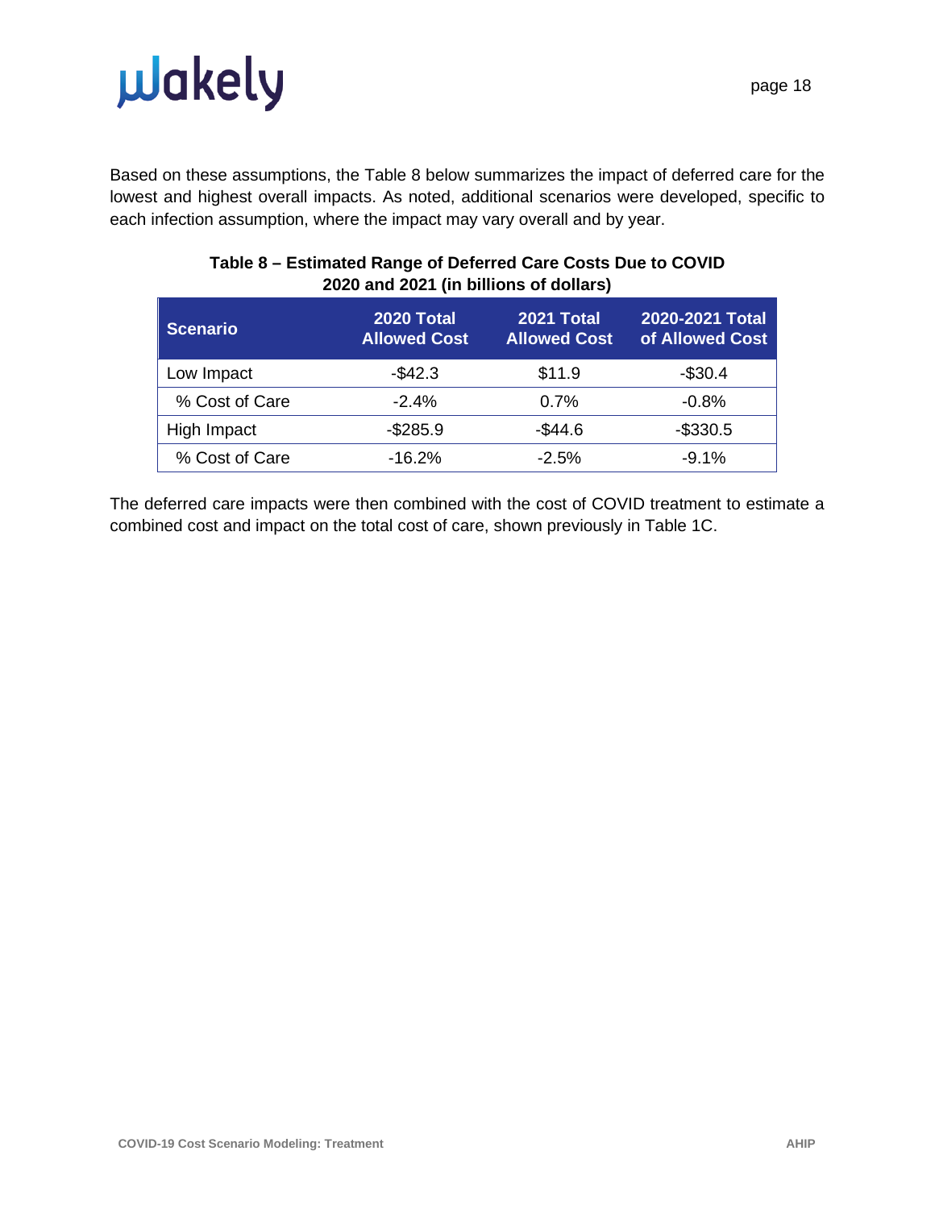Based on these assumptions, the Table 8 below summarizes the impact of deferred care for the lowest and highest overall impacts. As noted, additional scenarios were developed, specific to each infection assumption, where the impact may vary overall and by year.

**Table 8 – Estimated Range of Deferred Care Costs Due to COVID 2020 and 2021 (in billions of dollars)**

| Scenario | 2020 Total Allowed Cost | 2021 Total Allowed Cost | 2020-2021 Total of Allowed Cost |
|---|---|---|---|
| Low Impact | -$42.3 | $11.9 | -$30.4 |
| % Cost of Care | -2.4% | 0.7% | -0.8% |
| High Impact | -$285.9 | -$44.6 | -$330.5 |
| % Cost of Care | -16.2% | -2.5% | -9.1% |

The deferred care impacts were then combined with the cost of COVID treatment to estimate a combined cost and impact on the total cost of care, shown previously in Table 1C.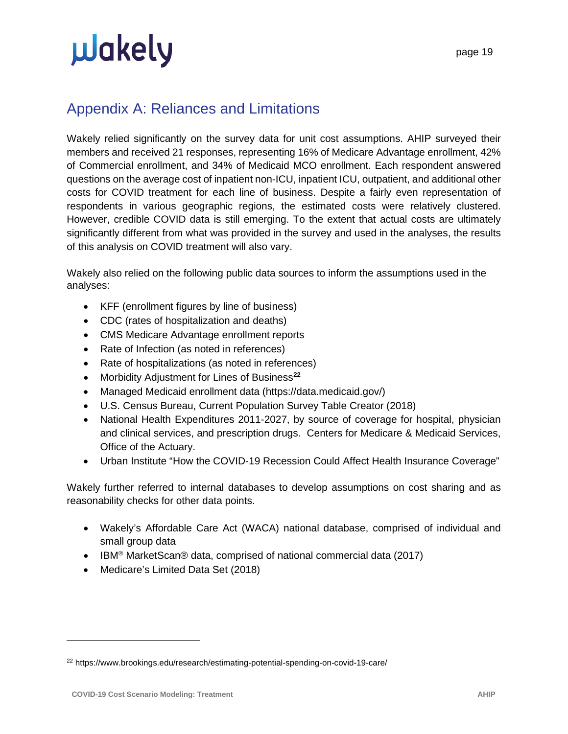## Appendix A: Reliances and Limitations

Wakely relied significantly on the survey data for unit cost assumptions. AHIP surveyed their members and received 21 responses, representing 16% of Medicare Advantage enrollment, 42% of Commercial enrollment, and 34% of Medicaid MCO enrollment. Each respondent answered questions on the average cost of inpatient non-ICU, inpatient ICU, outpatient, and additional other costs for COVID treatment for each line of business. Despite a fairly even representation of respondents in various geographic regions, the estimated costs were relatively clustered. However, credible COVID data is still emerging. To the extent that actual costs are ultimately significantly different from what was provided in the survey and used in the analyses, the results of this analysis on COVID treatment will also vary.

Wakely also relied on the following public data sources to inform the assumptions used in the analyses:

- KFF (enrollment figures by line of business)
- CDC (rates of hospitalization and deaths)
- CMS Medicare Advantage enrollment reports
- Rate of Infection (as noted in references)
- Rate of hospitalizations (as noted in references)
- Morbidity Adjustment for Lines of Business[22]
- Managed Medicaid enrollment data (https://data.medicaid.gov/)
- U.S. Census Bureau, Current Population Survey Table Creator (2018)
- National Health Expenditures 2011-2027, by source of coverage for hospital, physician and clinical services, and prescription drugs. Centers for Medicare & Medicaid Services, Office of the Actuary.
- Urban Institute "How the COVID-19 Recession Could Affect Health Insurance Coverage"

Wakely further referred to internal databases to develop assumptions on cost sharing and as reasonability checks for other data points.

- Wakely's Affordable Care Act (WACA) national database, comprised of individual and small group data
- IBM® MarketScan® data, comprised of national commercial data (2017)
- Medicare's Limited Data Set (2018)

---

[22] https://www.brookings.edu/research/estimating-potential-spending-on-covid-19-care/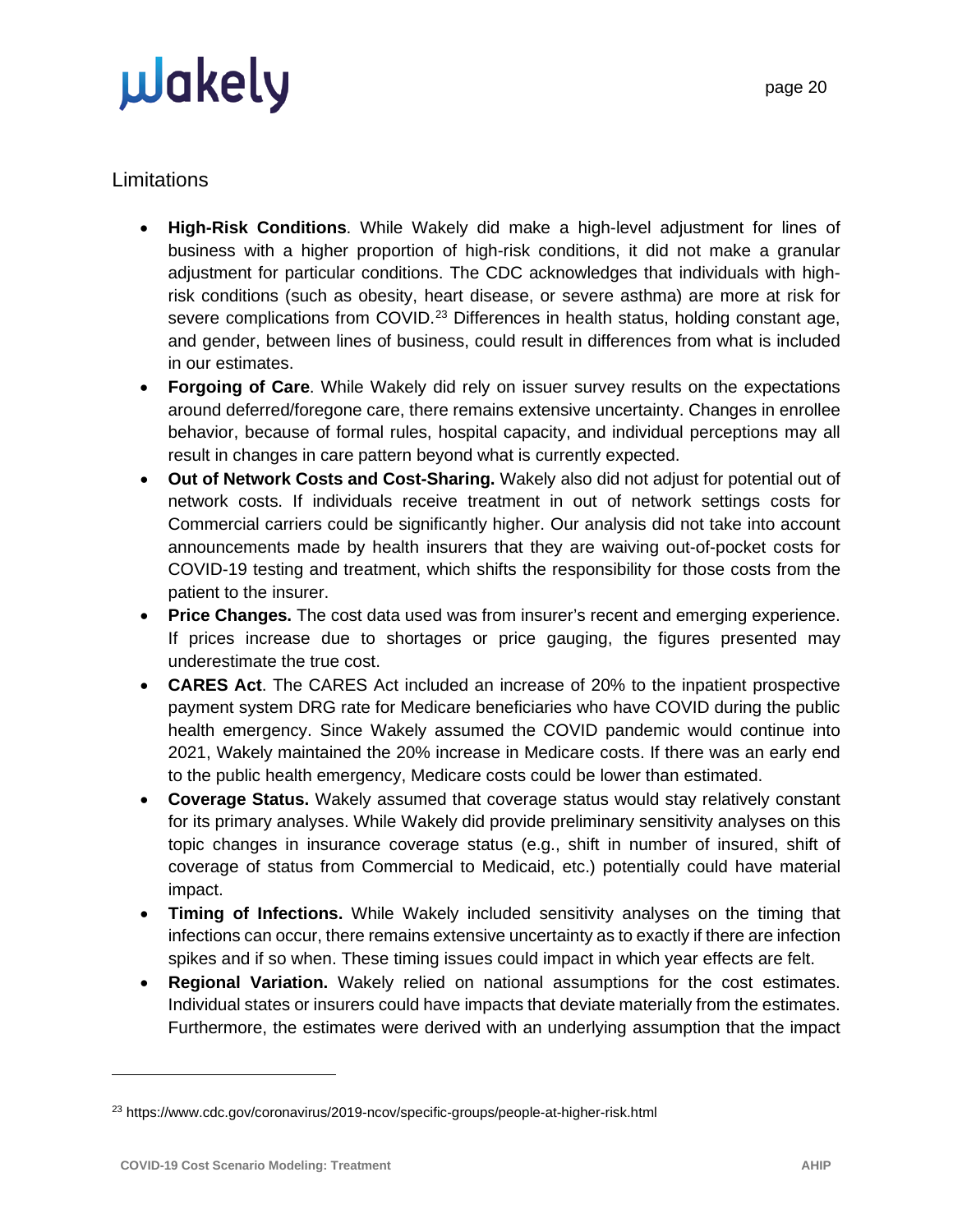## Limitations

- **High-Risk Conditions**. While Wakely did make a high-level adjustment for lines of business with a higher proportion of high-risk conditions, it did not make a granular adjustment for particular conditions. The CDC acknowledges that individuals with high-risk conditions (such as obesity, heart disease, or severe asthma) are more at risk for severe complications from COVID.[23] Differences in health status, holding constant age, and gender, between lines of business, could result in differences from what is included in our estimates.
- **Forgoing of Care**. While Wakely did rely on issuer survey results on the expectations around deferred/foregone care, there remains extensive uncertainty. Changes in enrollee behavior, because of formal rules, hospital capacity, and individual perceptions may all result in changes in care pattern beyond what is currently expected.
- **Out of Network Costs and Cost-Sharing.** Wakely also did not adjust for potential out of network costs. If individuals receive treatment in out of network settings costs for Commercial carriers could be significantly higher. Our analysis did not take into account announcements made by health insurers that they are waiving out-of-pocket costs for COVID-19 testing and treatment, which shifts the responsibility for those costs from the patient to the insurer.
- **Price Changes.** The cost data used was from insurer's recent and emerging experience. If prices increase due to shortages or price gauging, the figures presented may underestimate the true cost.
- **CARES Act**. The CARES Act included an increase of 20% to the inpatient prospective payment system DRG rate for Medicare beneficiaries who have COVID during the public health emergency. Since Wakely assumed the COVID pandemic would continue into 2021, Wakely maintained the 20% increase in Medicare costs. If there was an early end to the public health emergency, Medicare costs could be lower than estimated.
- **Coverage Status.** Wakely assumed that coverage status would stay relatively constant for its primary analyses. While Wakely did provide preliminary sensitivity analyses on this topic changes in insurance coverage status (e.g., shift in number of insured, shift of coverage of status from Commercial to Medicaid, etc.) potentially could have material impact.
- **Timing of Infections.** While Wakely included sensitivity analyses on the timing that infections can occur, there remains extensive uncertainty as to exactly if there are infection spikes and if so when. These timing issues could impact in which year effects are felt.
- **Regional Variation.** Wakely relied on national assumptions for the cost estimates. Individual states or insurers could have impacts that deviate materially from the estimates. Furthermore, the estimates were derived with an underlying assumption that the impact

[23] https://www.cdc.gov/coronavirus/2019-ncov/specific-groups/people-at-higher-risk.html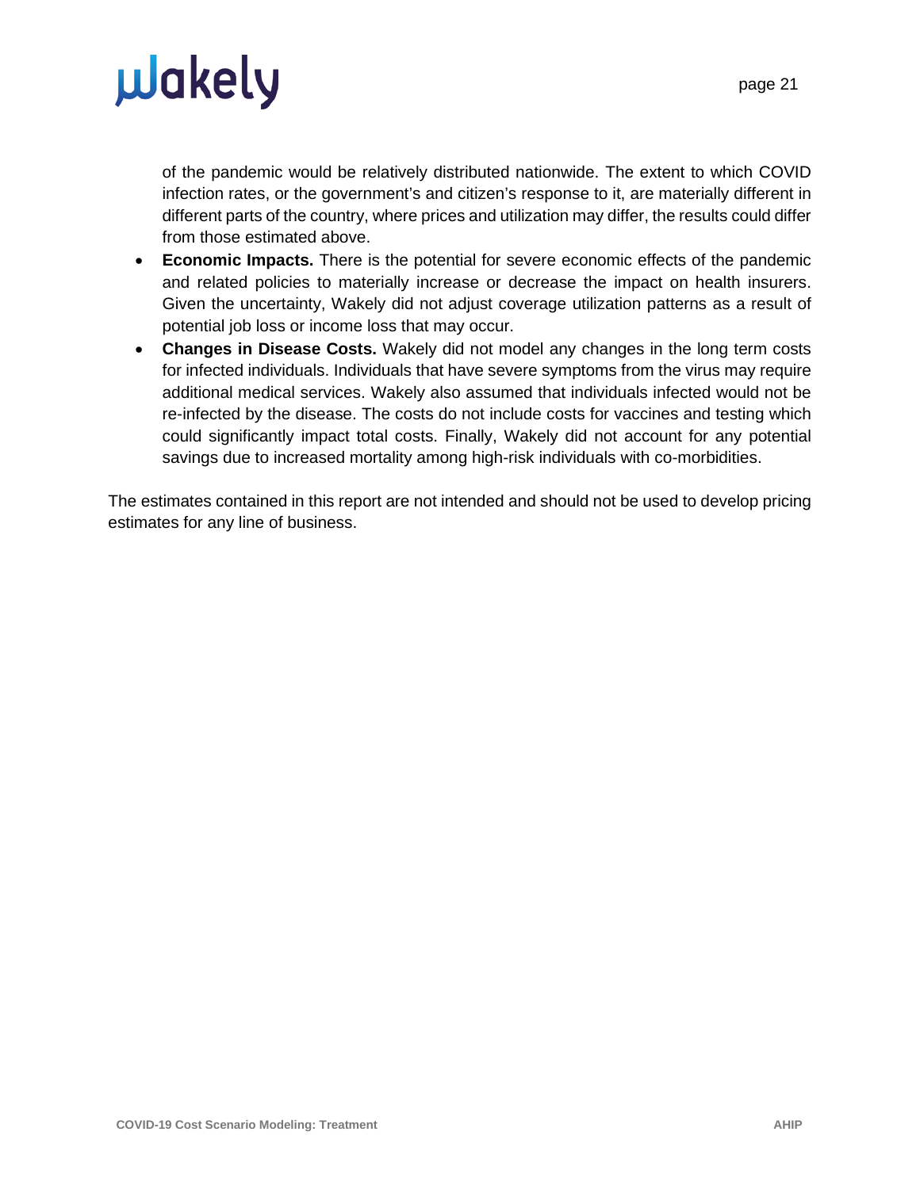of the pandemic would be relatively distributed nationwide. The extent to which COVID infection rates, or the government's and citizen's response to it, are materially different in different parts of the country, where prices and utilization may differ, the results could differ from those estimated above.

- **Economic Impacts.** There is the potential for severe economic effects of the pandemic and related policies to materially increase or decrease the impact on health insurers. Given the uncertainty, Wakely did not adjust coverage utilization patterns as a result of potential job loss or income loss that may occur.
- **Changes in Disease Costs.** Wakely did not model any changes in the long term costs for infected individuals. Individuals that have severe symptoms from the virus may require additional medical services. Wakely also assumed that individuals infected would not be re-infected by the disease. The costs do not include costs for vaccines and testing which could significantly impact total costs. Finally, Wakely did not account for any potential savings due to increased mortality among high-risk individuals with co-morbidities.

The estimates contained in this report are not intended and should not be used to develop pricing estimates for any line of business.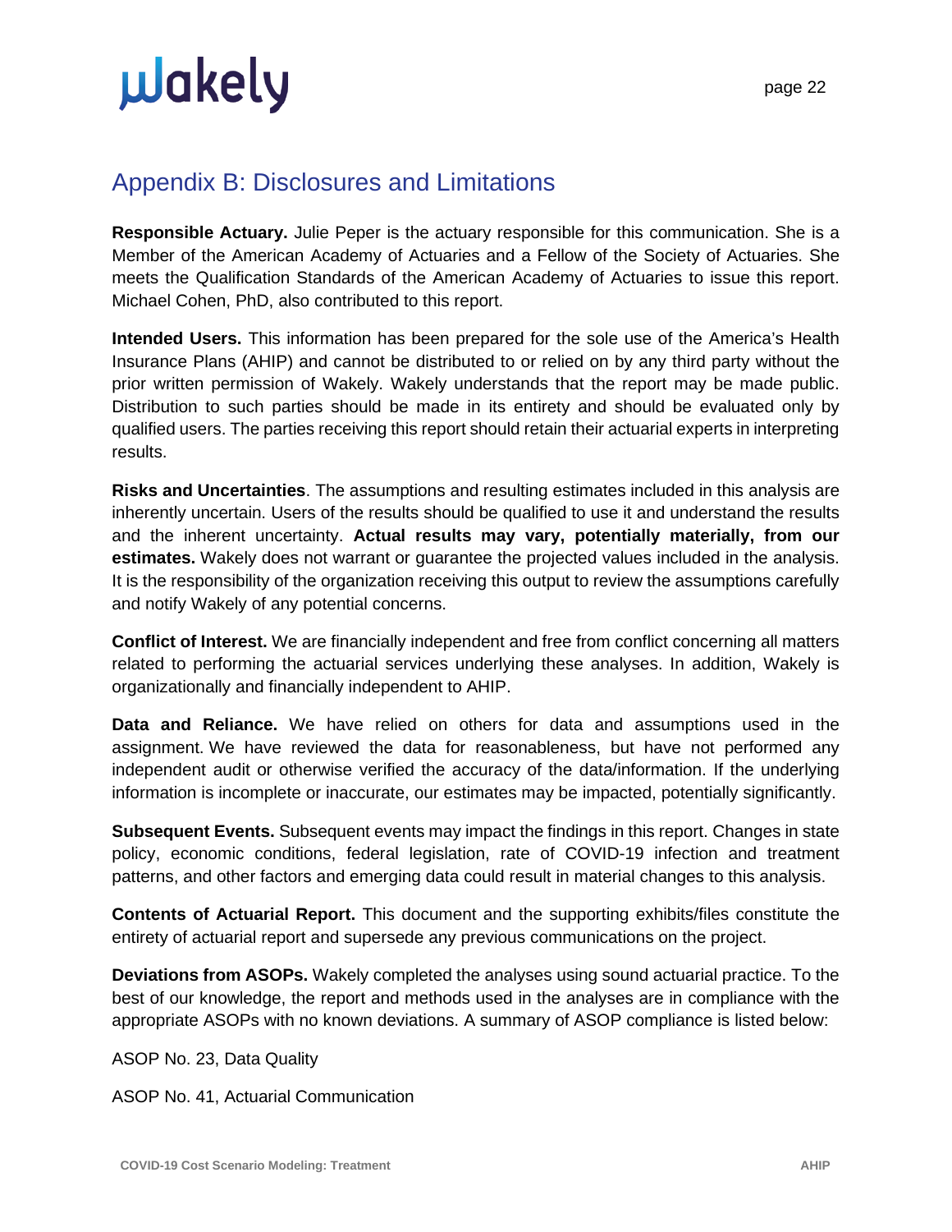## Appendix B: Disclosures and Limitations

**Responsible Actuary.** Julie Peper is the actuary responsible for this communication. She is a Member of the American Academy of Actuaries and a Fellow of the Society of Actuaries. She meets the Qualification Standards of the American Academy of Actuaries to issue this report. Michael Cohen, PhD, also contributed to this report.

**Intended Users.** This information has been prepared for the sole use of the America's Health Insurance Plans (AHIP) and cannot be distributed to or relied on by any third party without the prior written permission of Wakely. Wakely understands that the report may be made public. Distribution to such parties should be made in its entirety and should be evaluated only by qualified users. The parties receiving this report should retain their actuarial experts in interpreting results.

**Risks and Uncertainties**. The assumptions and resulting estimates included in this analysis are inherently uncertain. Users of the results should be qualified to use it and understand the results and the inherent uncertainty. **Actual results may vary, potentially materially, from our estimates.** Wakely does not warrant or guarantee the projected values included in the analysis. It is the responsibility of the organization receiving this output to review the assumptions carefully and notify Wakely of any potential concerns.

**Conflict of Interest.** We are financially independent and free from conflict concerning all matters related to performing the actuarial services underlying these analyses. In addition, Wakely is organizationally and financially independent to AHIP.

**Data and Reliance.** We have relied on others for data and assumptions used in the assignment. We have reviewed the data for reasonableness, but have not performed any independent audit or otherwise verified the accuracy of the data/information. If the underlying information is incomplete or inaccurate, our estimates may be impacted, potentially significantly.

**Subsequent Events.** Subsequent events may impact the findings in this report. Changes in state policy, economic conditions, federal legislation, rate of COVID-19 infection and treatment patterns, and other factors and emerging data could result in material changes to this analysis.

**Contents of Actuarial Report.** This document and the supporting exhibits/files constitute the entirety of actuarial report and supersede any previous communications on the project.

**Deviations from ASOPs.** Wakely completed the analyses using sound actuarial practice. To the best of our knowledge, the report and methods used in the analyses are in compliance with the appropriate ASOPs with no known deviations. A summary of ASOP compliance is listed below:

ASOP No. 23, Data Quality

ASOP No. 41, Actuarial Communication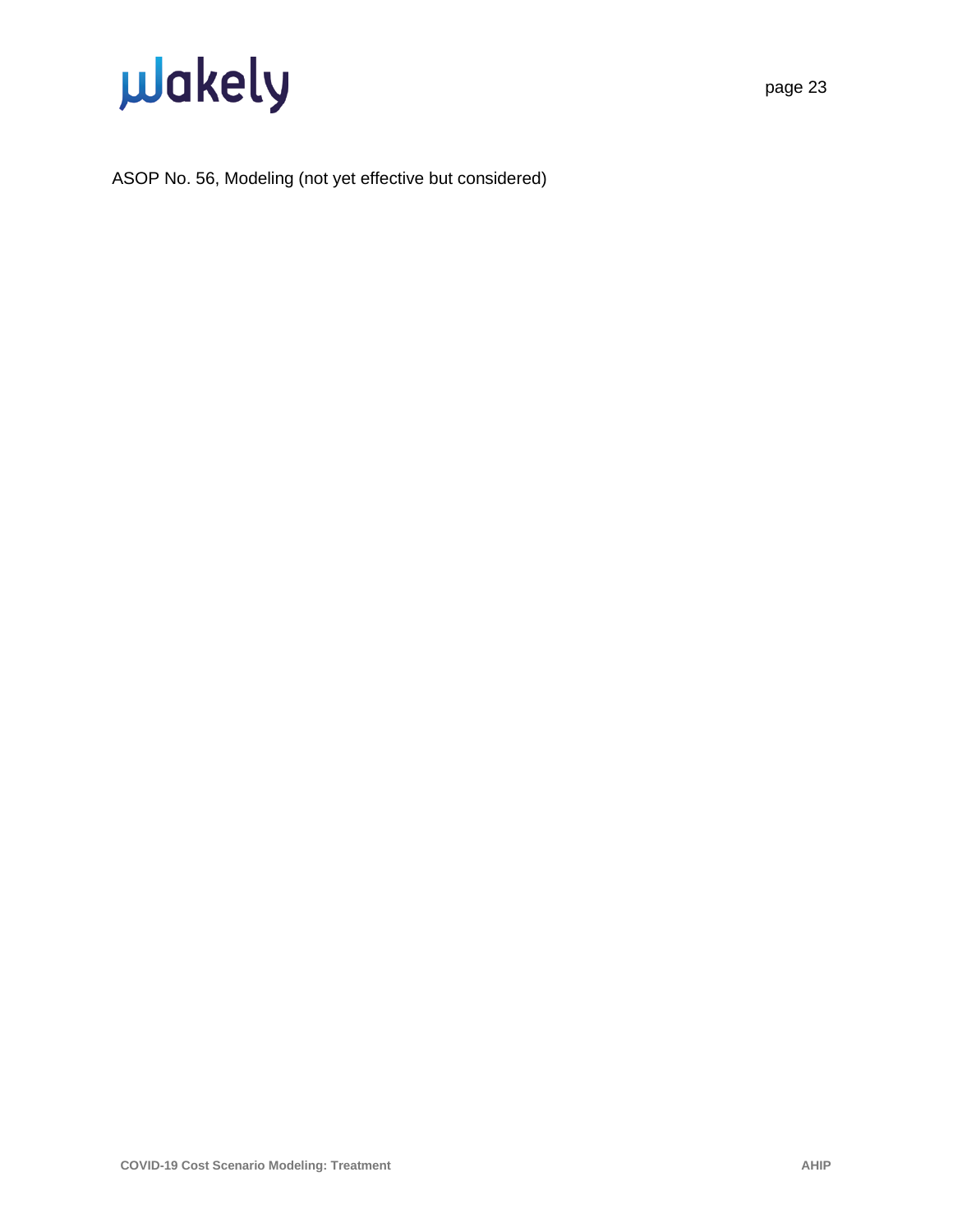ASOP No. 56, Modeling (not yet effective but considered)